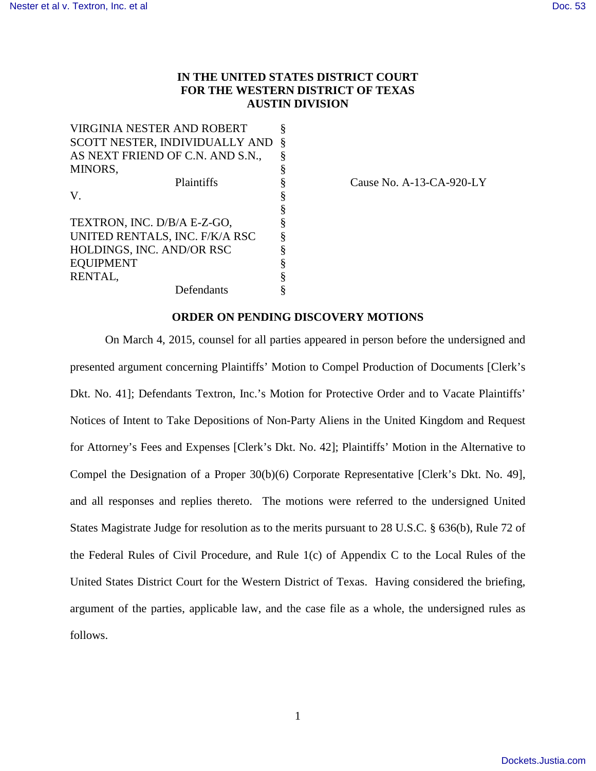# IN THE UNITED STATES DISTRICT COURT FOR THE WESTERN DISTRICT OF TEXAS AUSTIN DIVISION

| | | |
|---|---|---|
| VIRGINIA NESTER AND ROBERT SCOTT NESTER, INDIVIDUALLY AND AS NEXT FRIEND OF C.N. AND S.N., MINORS, | § | |
| Plaintiffs | § | Cause No. A-13-CA-920-LY |
| V. | § | |
| | § | |
| TEXTRON, INC. D/B/A E-Z-GO, UNITED RENTALS, INC. F/K/A RSC HOLDINGS, INC. AND/OR RSC EQUIPMENT RENTAL, | § | |
| Defendants | § | |

## ORDER ON PENDING DISCOVERY MOTIONS

On March 4, 2015, counsel for all parties appeared in person before the undersigned and presented argument concerning Plaintiffs' Motion to Compel Production of Documents [Clerk's Dkt. No. 41]; Defendants Textron, Inc.'s Motion for Protective Order and to Vacate Plaintiffs' Notices of Intent to Take Depositions of Non-Party Aliens in the United Kingdom and Request for Attorney's Fees and Expenses [Clerk's Dkt. No. 42]; Plaintiffs' Motion in the Alternative to Compel the Designation of a Proper 30(b)(6) Corporate Representative [Clerk's Dkt. No. 49], and all responses and replies thereto. The motions were referred to the undersigned United States Magistrate Judge for resolution as to the merits pursuant to 28 U.S.C. § 636(b), Rule 72 of the Federal Rules of Civil Procedure, and Rule 1(c) of Appendix C to the Local Rules of the United States District Court for the Western District of Texas. Having considered the briefing, argument of the parties, applicable law, and the case file as a whole, the undersigned rules as follows.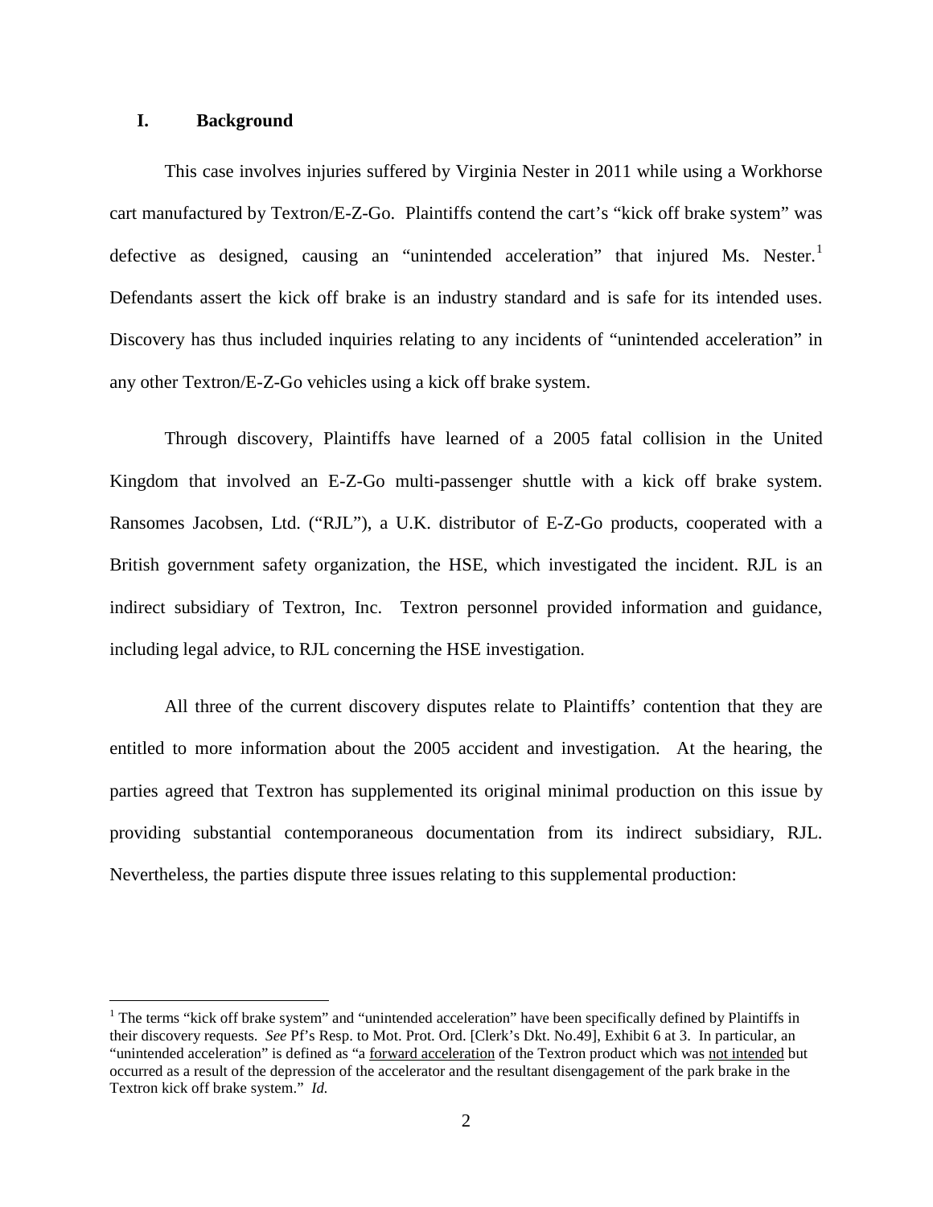## I. Background

This case involves injuries suffered by Virginia Nester in 2011 while using a Workhorse cart manufactured by Textron/E-Z-Go. Plaintiffs contend the cart's "kick off brake system" was defective as designed, causing an "unintended acceleration" that injured Ms. Nester.[1] Defendants assert the kick off brake is an industry standard and is safe for its intended uses. Discovery has thus included inquiries relating to any incidents of "unintended acceleration" in any other Textron/E-Z-Go vehicles using a kick off brake system.

Through discovery, Plaintiffs have learned of a 2005 fatal collision in the United Kingdom that involved an E-Z-Go multi-passenger shuttle with a kick off brake system. Ransomes Jacobsen, Ltd. ("RJL"), a U.K. distributor of E-Z-Go products, cooperated with a British government safety organization, the HSE, which investigated the incident. RJL is an indirect subsidiary of Textron, Inc. Textron personnel provided information and guidance, including legal advice, to RJL concerning the HSE investigation.

All three of the current discovery disputes relate to Plaintiffs' contention that they are entitled to more information about the 2005 accident and investigation. At the hearing, the parties agreed that Textron has supplemented its original minimal production on this issue by providing substantial contemporaneous documentation from its indirect subsidiary, RJL. Nevertheless, the parties dispute three issues relating to this supplemental production:

---

[1] The terms "kick off brake system" and "unintended acceleration" have been specifically defined by Plaintiffs in their discovery requests. *See* Pf's Resp. to Mot. Prot. Ord. [Clerk's Dkt. No.49], Exhibit 6 at 3. In particular, an "unintended acceleration" is defined as "a <u>forward acceleration</u> of the Textron product which was <u>not intended</u> but occurred as a result of the depression of the accelerator and the resultant disengagement of the park brake in the Textron kick off brake system." *Id.*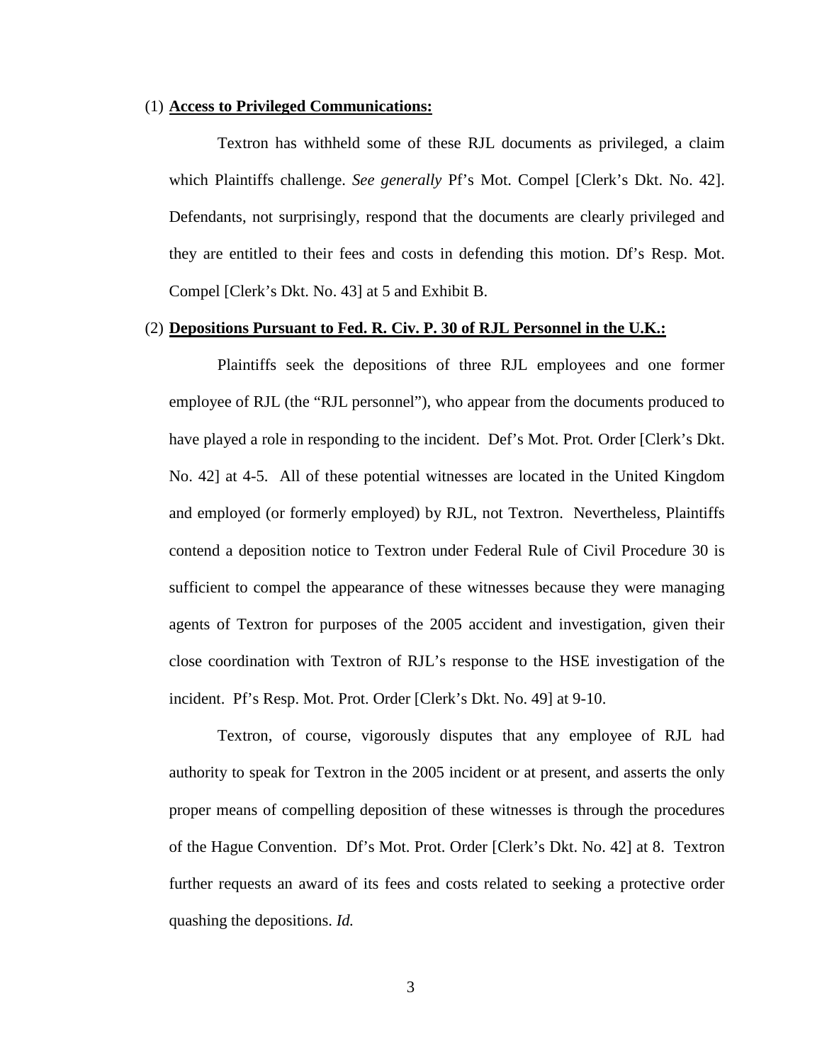(1) **Access to Privileged Communications:**

Textron has withheld some of these RJL documents as privileged, a claim which Plaintiffs challenge. *See generally* Pf's Mot. Compel [Clerk's Dkt. No. 42]. Defendants, not surprisingly, respond that the documents are clearly privileged and they are entitled to their fees and costs in defending this motion. Df's Resp. Mot. Compel [Clerk's Dkt. No. 43] at 5 and Exhibit B.

(2) **Depositions Pursuant to Fed. R. Civ. P. 30 of RJL Personnel in the U.K.:**

Plaintiffs seek the depositions of three RJL employees and one former employee of RJL (the "RJL personnel"), who appear from the documents produced to have played a role in responding to the incident. Def's Mot. Prot*.* Order [Clerk's Dkt. No. 42] at 4-5. All of these potential witnesses are located in the United Kingdom and employed (or formerly employed) by RJL, not Textron. Nevertheless, Plaintiffs contend a deposition notice to Textron under Federal Rule of Civil Procedure 30 is sufficient to compel the appearance of these witnesses because they were managing agents of Textron for purposes of the 2005 accident and investigation, given their close coordination with Textron of RJL's response to the HSE investigation of the incident. Pf's Resp. Mot. Prot. Order [Clerk's Dkt. No. 49] at 9-10.

Textron, of course, vigorously disputes that any employee of RJL had authority to speak for Textron in the 2005 incident or at present, and asserts the only proper means of compelling deposition of these witnesses is through the procedures of the Hague Convention. Df's Mot. Prot. Order [Clerk's Dkt. No. 42] at 8. Textron further requests an award of its fees and costs related to seeking a protective order quashing the depositions. *Id.*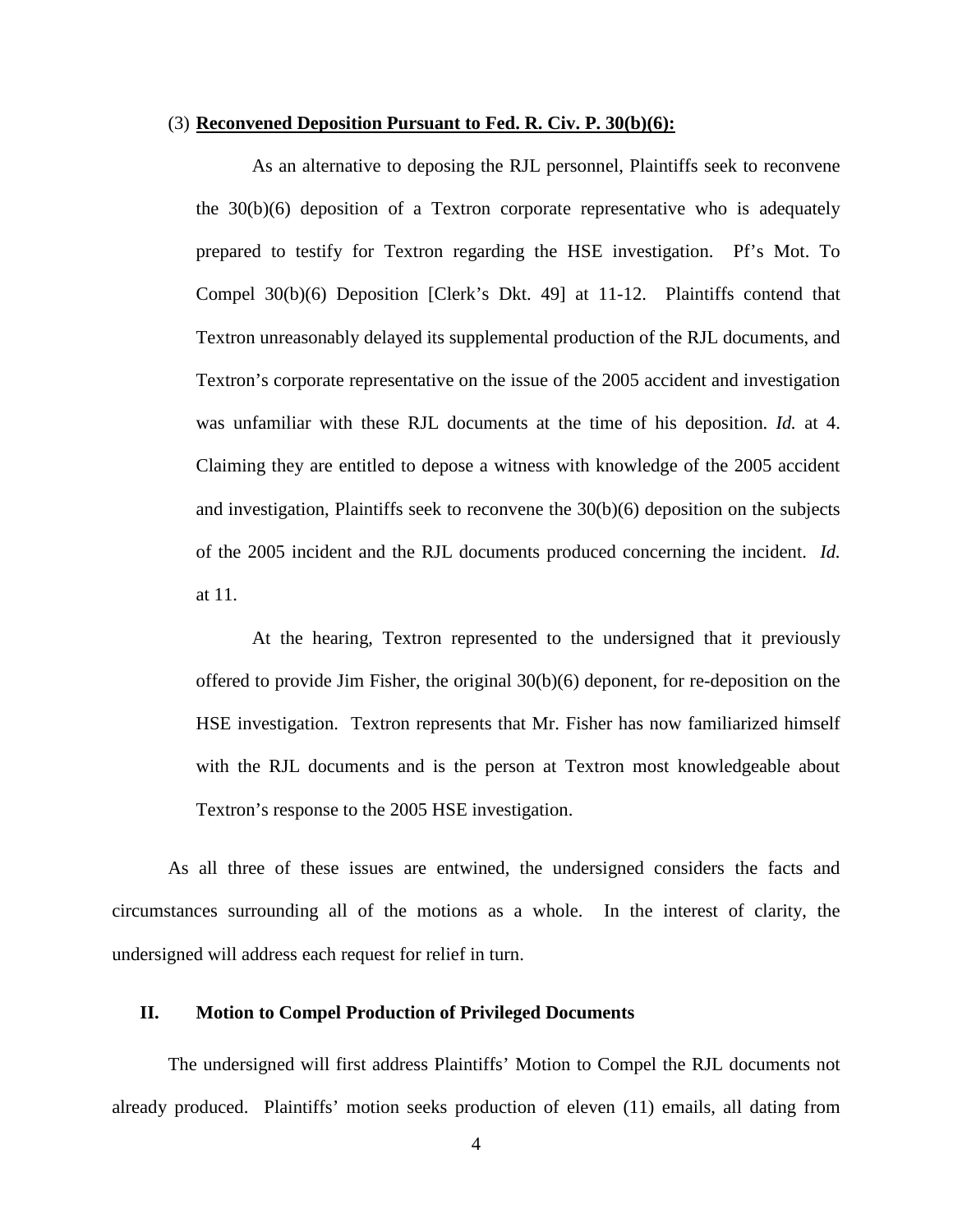(3) **Reconvened Deposition Pursuant to Fed. R. Civ. P. 30(b)(6):**

As an alternative to deposing the RJL personnel, Plaintiffs seek to reconvene the 30(b)(6) deposition of a Textron corporate representative who is adequately prepared to testify for Textron regarding the HSE investigation. Pf's Mot. To Compel 30(b)(6) Deposition [Clerk's Dkt. 49] at 11-12. Plaintiffs contend that Textron unreasonably delayed its supplemental production of the RJL documents, and Textron's corporate representative on the issue of the 2005 accident and investigation was unfamiliar with these RJL documents at the time of his deposition. *Id.* at 4. Claiming they are entitled to depose a witness with knowledge of the 2005 accident and investigation, Plaintiffs seek to reconvene the 30(b)(6) deposition on the subjects of the 2005 incident and the RJL documents produced concerning the incident. *Id.* at 11.

At the hearing, Textron represented to the undersigned that it previously offered to provide Jim Fisher, the original 30(b)(6) deponent, for re-deposition on the HSE investigation. Textron represents that Mr. Fisher has now familiarized himself with the RJL documents and is the person at Textron most knowledgeable about Textron's response to the 2005 HSE investigation.

As all three of these issues are entwined, the undersigned considers the facts and circumstances surrounding all of the motions as a whole. In the interest of clarity, the undersigned will address each request for relief in turn.

## II. Motion to Compel Production of Privileged Documents

The undersigned will first address Plaintiffs' Motion to Compel the RJL documents not already produced. Plaintiffs' motion seeks production of eleven (11) emails, all dating from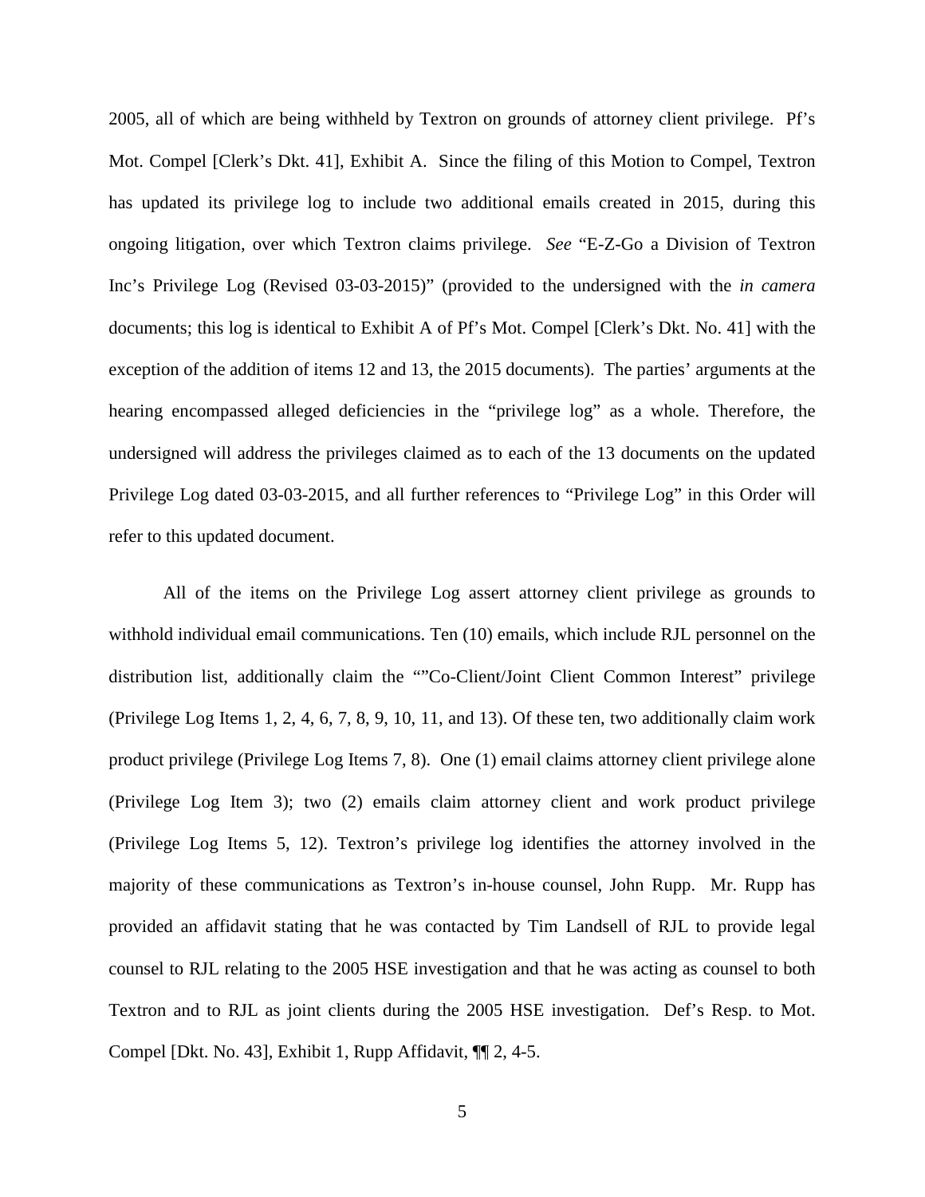2005, all of which are being withheld by Textron on grounds of attorney client privilege. Pf's Mot. Compel [Clerk's Dkt. 41], Exhibit A. Since the filing of this Motion to Compel, Textron has updated its privilege log to include two additional emails created in 2015, during this ongoing litigation, over which Textron claims privilege. *See* "E-Z-Go a Division of Textron Inc's Privilege Log (Revised 03-03-2015)" (provided to the undersigned with the *in camera* documents; this log is identical to Exhibit A of Pf's Mot. Compel [Clerk's Dkt. No. 41] with the exception of the addition of items 12 and 13, the 2015 documents). The parties' arguments at the hearing encompassed alleged deficiencies in the "privilege log" as a whole. Therefore, the undersigned will address the privileges claimed as to each of the 13 documents on the updated Privilege Log dated 03-03-2015, and all further references to "Privilege Log" in this Order will refer to this updated document.

All of the items on the Privilege Log assert attorney client privilege as grounds to withhold individual email communications. Ten (10) emails, which include RJL personnel on the distribution list, additionally claim the ""Co-Client/Joint Client Common Interest" privilege (Privilege Log Items 1, 2, 4, 6, 7, 8, 9, 10, 11, and 13). Of these ten, two additionally claim work product privilege (Privilege Log Items 7, 8). One (1) email claims attorney client privilege alone (Privilege Log Item 3); two (2) emails claim attorney client and work product privilege (Privilege Log Items 5, 12). Textron's privilege log identifies the attorney involved in the majority of these communications as Textron's in-house counsel, John Rupp. Mr. Rupp has provided an affidavit stating that he was contacted by Tim Landsell of RJL to provide legal counsel to RJL relating to the 2005 HSE investigation and that he was acting as counsel to both Textron and to RJL as joint clients during the 2005 HSE investigation. Def's Resp. to Mot. Compel [Dkt. No. 43], Exhibit 1, Rupp Affidavit, ¶¶ 2, 4-5.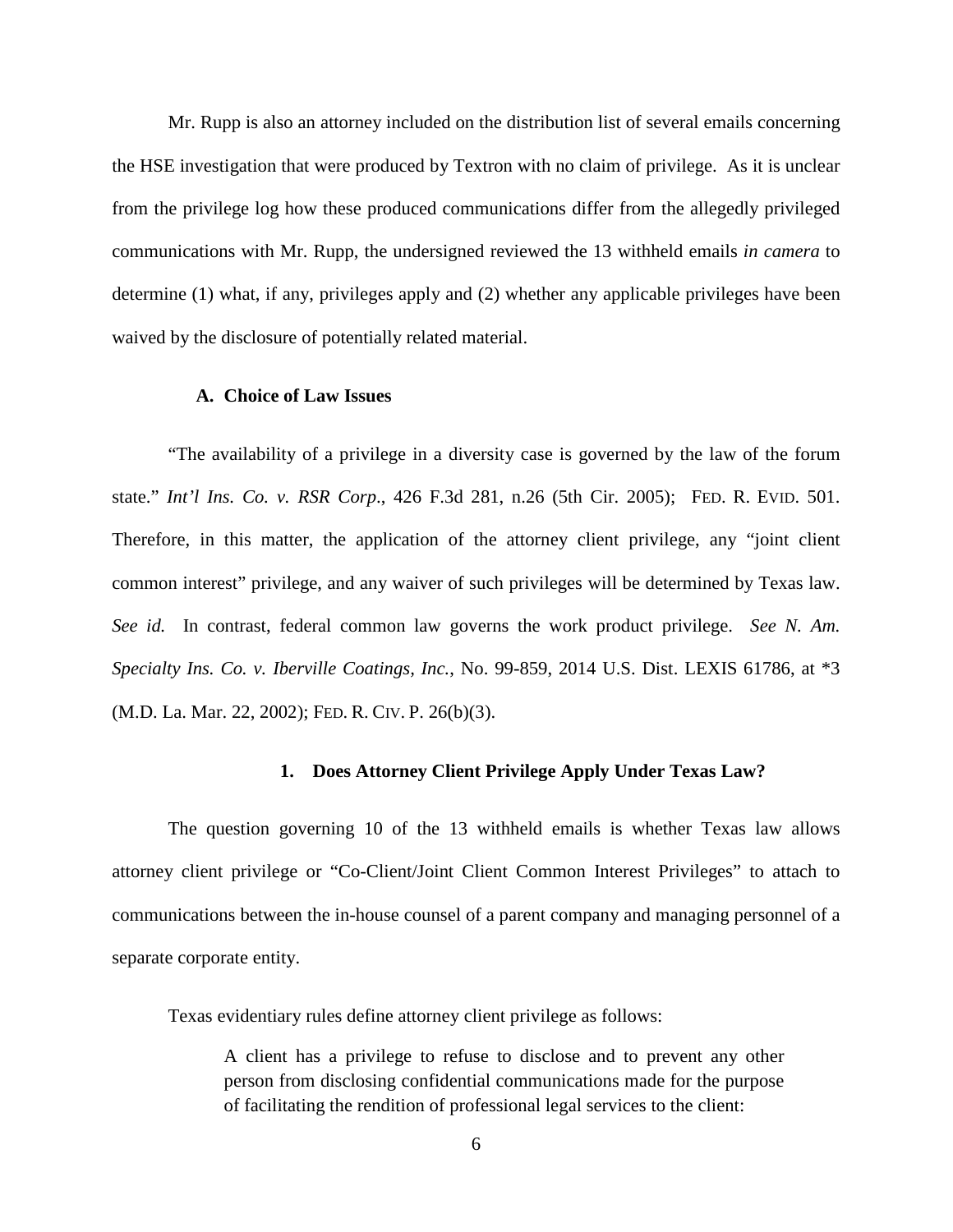Mr. Rupp is also an attorney included on the distribution list of several emails concerning the HSE investigation that were produced by Textron with no claim of privilege. As it is unclear from the privilege log how these produced communications differ from the allegedly privileged communications with Mr. Rupp, the undersigned reviewed the 13 withheld emails *in camera* to determine (1) what, if any, privileges apply and (2) whether any applicable privileges have been waived by the disclosure of potentially related material.

### A. Choice of Law Issues

"The availability of a privilege in a diversity case is governed by the law of the forum state." *Int'l Ins. Co. v. RSR Corp*., 426 F.3d 281, n.26 (5th Cir. 2005); FED. R. EVID. 501. Therefore, in this matter, the application of the attorney client privilege, any "joint client common interest" privilege, and any waiver of such privileges will be determined by Texas law. *See id.* In contrast, federal common law governs the work product privilege. *See N. Am. Specialty Ins. Co. v. Iberville Coatings, Inc.*, No. 99-859, 2014 U.S. Dist. LEXIS 61786, at *3 (M.D. La. Mar. 22, 2002); FED. R. CIV. P. 26(b)(3).

#### 1. Does Attorney Client Privilege Apply Under Texas Law?

The question governing 10 of the 13 withheld emails is whether Texas law allows attorney client privilege or "Co-Client/Joint Client Common Interest Privileges" to attach to communications between the in-house counsel of a parent company and managing personnel of a separate corporate entity.

Texas evidentiary rules define attorney client privilege as follows:

> A client has a privilege to refuse to disclose and to prevent any other person from disclosing confidential communications made for the purpose of facilitating the rendition of professional legal services to the client: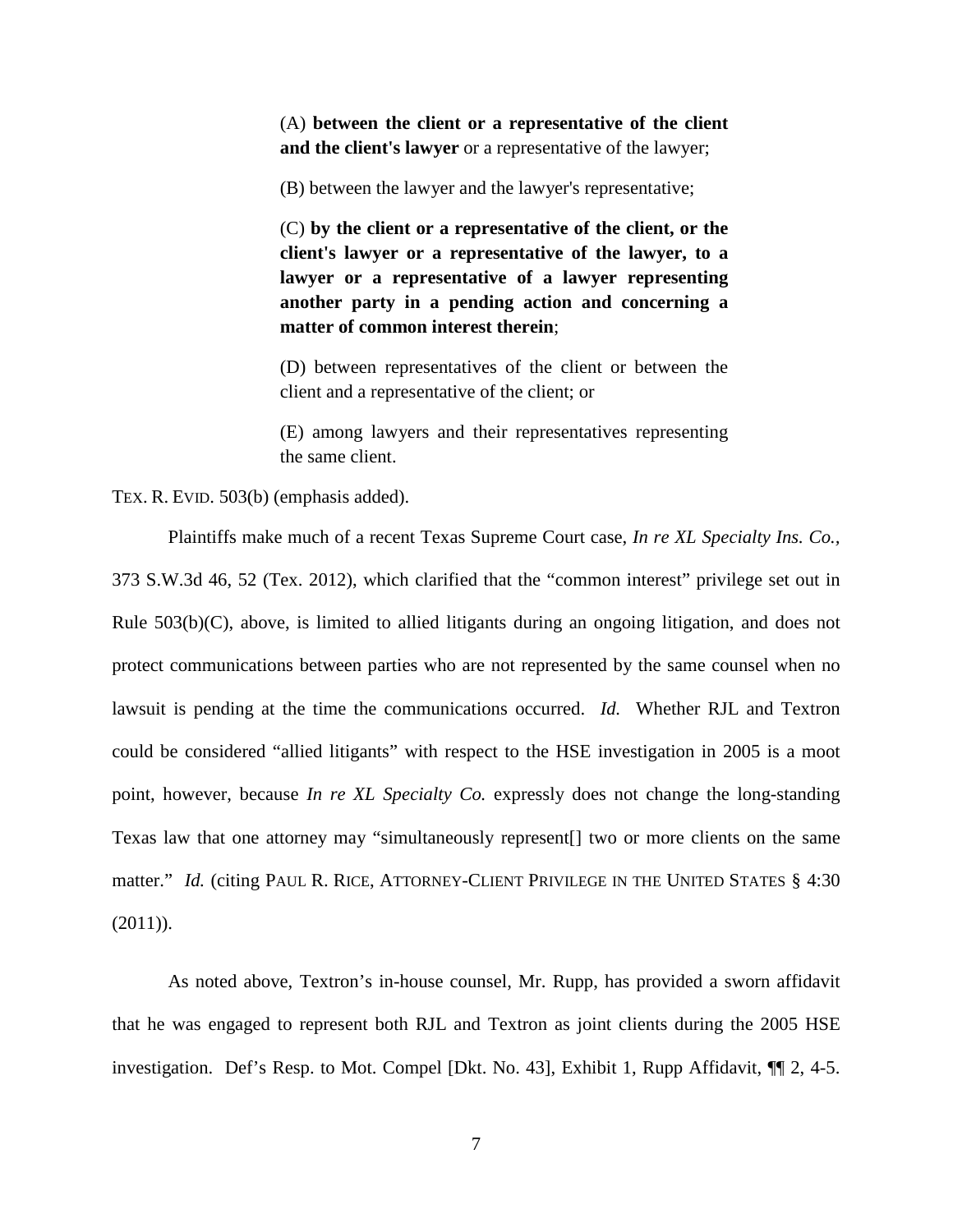> (A) **between the client or a representative of the client and the client's lawyer** or a representative of the lawyer;
>
> (B) between the lawyer and the lawyer's representative;
>
> (C) **by the client or a representative of the client, or the client's lawyer or a representative of the lawyer, to a lawyer or a representative of a lawyer representing another party in a pending action and concerning a matter of common interest therein**;
>
> (D) between representatives of the client or between the client and a representative of the client; or
>
> (E) among lawyers and their representatives representing the same client.

TEX. R. EVID. 503(b) (emphasis added).

Plaintiffs make much of a recent Texas Supreme Court case, *In re XL Specialty Ins. Co.*, 373 S.W.3d 46, 52 (Tex. 2012), which clarified that the "common interest" privilege set out in Rule 503(b)(C), above, is limited to allied litigants during an ongoing litigation, and does not protect communications between parties who are not represented by the same counsel when no lawsuit is pending at the time the communications occurred. *Id.* Whether RJL and Textron could be considered "allied litigants" with respect to the HSE investigation in 2005 is a moot point, however, because *In re XL Specialty Co.* expressly does not change the long-standing Texas law that one attorney may "simultaneously represent[] two or more clients on the same matter." *Id.* (citing PAUL R. RICE, ATTORNEY-CLIENT PRIVILEGE IN THE UNITED STATES § 4:30 (2011)).

As noted above, Textron's in-house counsel, Mr. Rupp, has provided a sworn affidavit that he was engaged to represent both RJL and Textron as joint clients during the 2005 HSE investigation. Def's Resp. to Mot. Compel [Dkt. No. 43], Exhibit 1, Rupp Affidavit, ¶¶ 2, 4-5.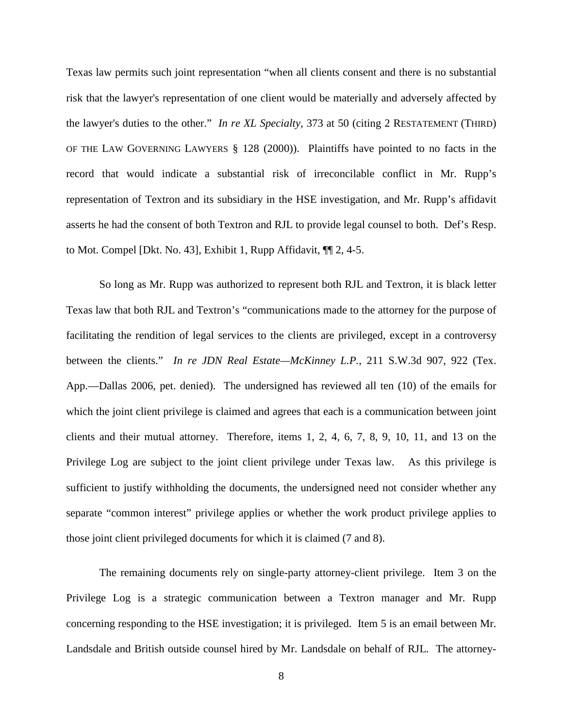Texas law permits such joint representation "when all clients consent and there is no substantial risk that the lawyer's representation of one client would be materially and adversely affected by the lawyer's duties to the other." *In re XL Specialty*, 373 at 50 (citing 2 RESTATEMENT (THIRD) OF THE LAW GOVERNING LAWYERS § 128 (2000)). Plaintiffs have pointed to no facts in the record that would indicate a substantial risk of irreconcilable conflict in Mr. Rupp's representation of Textron and its subsidiary in the HSE investigation, and Mr. Rupp's affidavit asserts he had the consent of both Textron and RJL to provide legal counsel to both. Def's Resp. to Mot. Compel [Dkt. No. 43], Exhibit 1, Rupp Affidavit, ¶¶ 2, 4-5.

So long as Mr. Rupp was authorized to represent both RJL and Textron, it is black letter Texas law that both RJL and Textron's "communications made to the attorney for the purpose of facilitating the rendition of legal services to the clients are privileged, except in a controversy between the clients." *In re JDN Real Estate—McKinney L.P.*, 211 S.W.3d 907, 922 (Tex. App.—Dallas 2006, pet. denied). The undersigned has reviewed all ten (10) of the emails for which the joint client privilege is claimed and agrees that each is a communication between joint clients and their mutual attorney. Therefore, items 1, 2, 4, 6, 7, 8, 9, 10, 11, and 13 on the Privilege Log are subject to the joint client privilege under Texas law. As this privilege is sufficient to justify withholding the documents, the undersigned need not consider whether any separate "common interest" privilege applies or whether the work product privilege applies to those joint client privileged documents for which it is claimed (7 and 8).

The remaining documents rely on single-party attorney-client privilege. Item 3 on the Privilege Log is a strategic communication between a Textron manager and Mr. Rupp concerning responding to the HSE investigation; it is privileged. Item 5 is an email between Mr. Landsdale and British outside counsel hired by Mr. Landsdale on behalf of RJL. The attorney-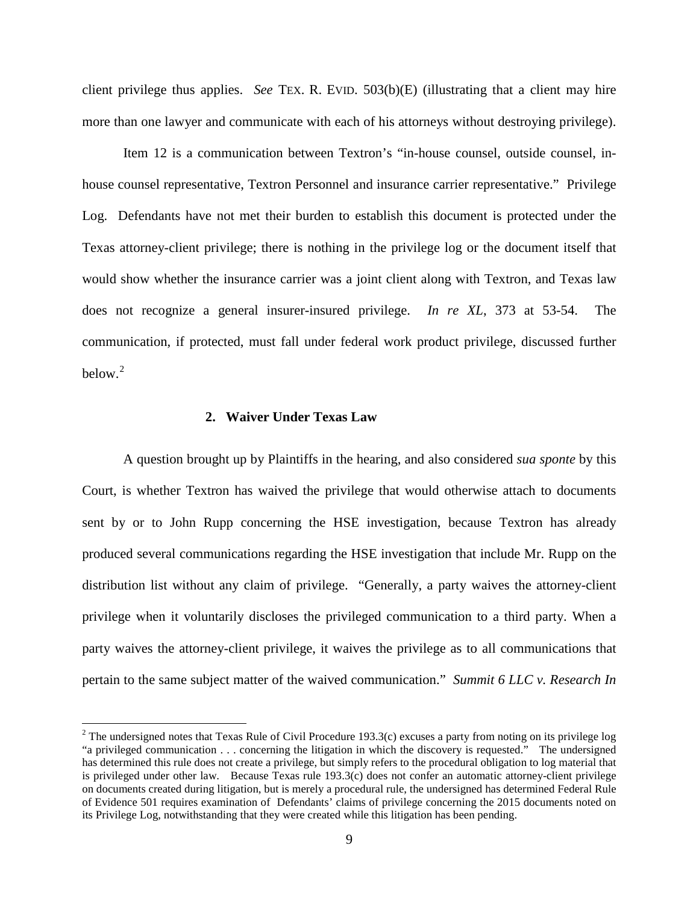client privilege thus applies. *See* TEX. R. EVID. 503(b)(E) (illustrating that a client may hire more than one lawyer and communicate with each of his attorneys without destroying privilege).

Item 12 is a communication between Textron's "in-house counsel, outside counsel, in-house counsel representative, Textron Personnel and insurance carrier representative." Privilege Log. Defendants have not met their burden to establish this document is protected under the Texas attorney-client privilege; there is nothing in the privilege log or the document itself that would show whether the insurance carrier was a joint client along with Textron, and Texas law does not recognize a general insurer-insured privilege. *In re XL*, 373 at 53-54. The communication, if protected, must fall under federal work product privilege, discussed further below.[2]

### 2. Waiver Under Texas Law

A question brought up by Plaintiffs in the hearing, and also considered *sua sponte* by this Court, is whether Textron has waived the privilege that would otherwise attach to documents sent by or to John Rupp concerning the HSE investigation, because Textron has already produced several communications regarding the HSE investigation that include Mr. Rupp on the distribution list without any claim of privilege. "Generally, a party waives the attorney-client privilege when it voluntarily discloses the privileged communication to a third party. When a party waives the attorney-client privilege, it waives the privilege as to all communications that pertain to the same subject matter of the waived communication." *Summit 6 LLC v. Research In*

[2] The undersigned notes that Texas Rule of Civil Procedure 193.3(c) excuses a party from noting on its privilege log "a privileged communication . . . concerning the litigation in which the discovery is requested." The undersigned has determined this rule does not create a privilege, but simply refers to the procedural obligation to log material that is privileged under other law. Because Texas rule 193.3(c) does not confer an automatic attorney-client privilege on documents created during litigation, but is merely a procedural rule, the undersigned has determined Federal Rule of Evidence 501 requires examination of Defendants' claims of privilege concerning the 2015 documents noted on its Privilege Log, notwithstanding that they were created while this litigation has been pending.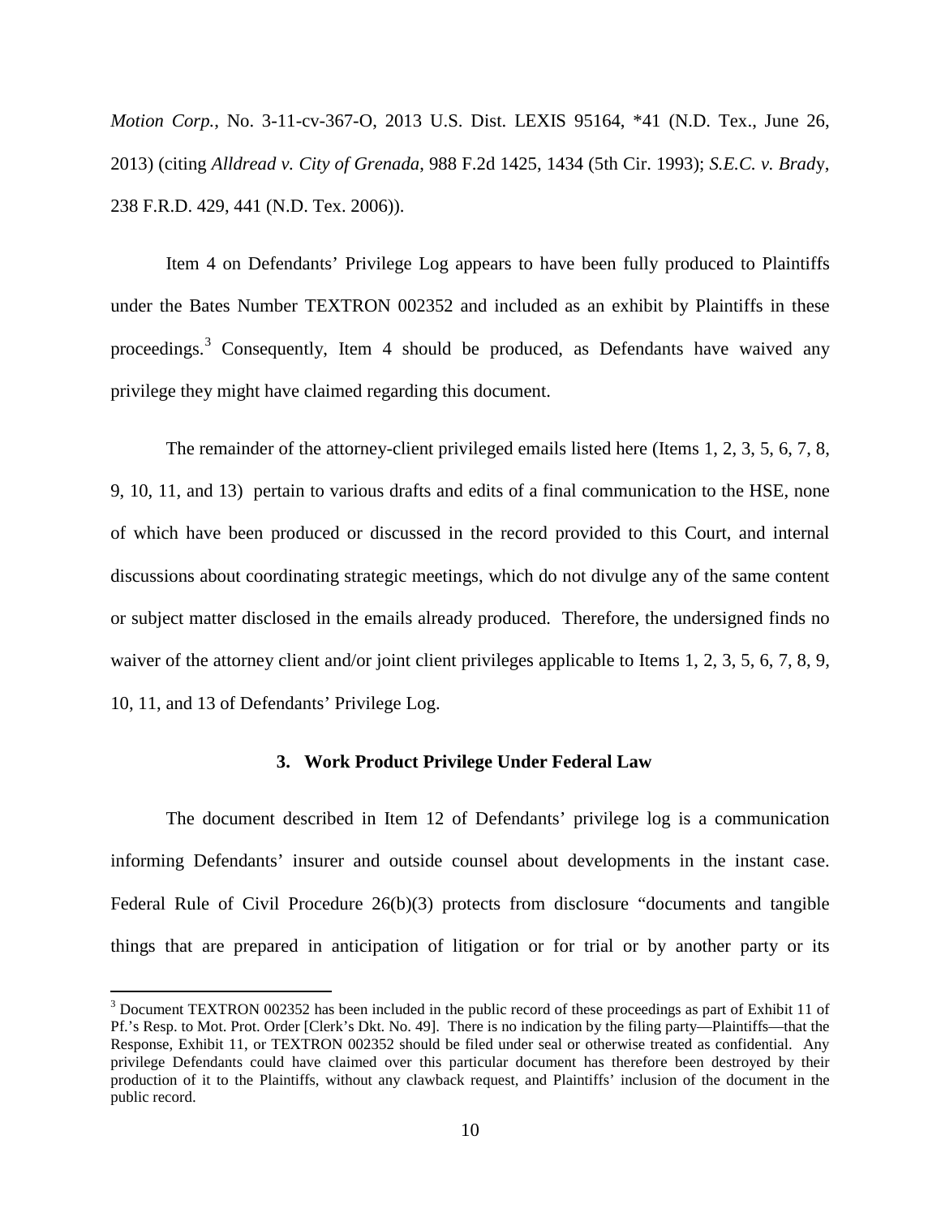*Motion Corp.*, No. 3-11-cv-367-O, 2013 U.S. Dist. LEXIS 95164, *41 (N.D. Tex., June 26, 2013) (citing *Alldread v. City of Grenada*, 988 F.2d 1425, 1434 (5th Cir. 1993); *S.E.C. v. Brady*, 238 F.R.D. 429, 441 (N.D. Tex. 2006)).

Item 4 on Defendants' Privilege Log appears to have been fully produced to Plaintiffs under the Bates Number TEXTRON 002352 and included as an exhibit by Plaintiffs in these proceedings.[3] Consequently, Item 4 should be produced, as Defendants have waived any privilege they might have claimed regarding this document.

The remainder of the attorney-client privileged emails listed here (Items 1, 2, 3, 5, 6, 7, 8, 9, 10, 11, and 13) pertain to various drafts and edits of a final communication to the HSE, none of which have been produced or discussed in the record provided to this Court, and internal discussions about coordinating strategic meetings, which do not divulge any of the same content or subject matter disclosed in the emails already produced. Therefore, the undersigned finds no waiver of the attorney client and/or joint client privileges applicable to Items 1, 2, 3, 5, 6, 7, 8, 9, 10, 11, and 13 of Defendants' Privilege Log.

### 3. Work Product Privilege Under Federal Law

The document described in Item 12 of Defendants' privilege log is a communication informing Defendants' insurer and outside counsel about developments in the instant case. Federal Rule of Civil Procedure 26(b)(3) protects from disclosure "documents and tangible things that are prepared in anticipation of litigation or for trial or by another party or its

[3] Document TEXTRON 002352 has been included in the public record of these proceedings as part of Exhibit 11 of Pf.'s Resp. to Mot. Prot. Order [Clerk's Dkt. No. 49]. There is no indication by the filing party—Plaintiffs—that the Response, Exhibit 11, or TEXTRON 002352 should be filed under seal or otherwise treated as confidential. Any privilege Defendants could have claimed over this particular document has therefore been destroyed by their production of it to the Plaintiffs, without any clawback request, and Plaintiffs' inclusion of the document in the public record.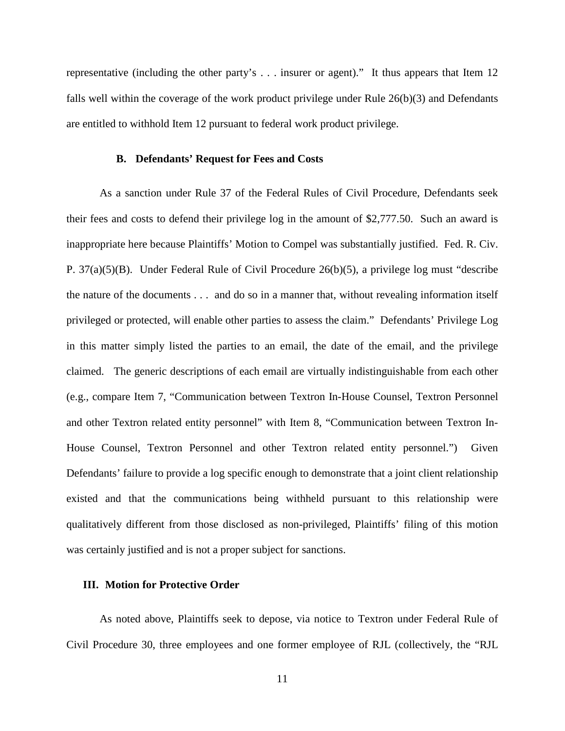representative (including the other party's . . . insurer or agent)." It thus appears that Item 12 falls well within the coverage of the work product privilege under Rule 26(b)(3) and Defendants are entitled to withhold Item 12 pursuant to federal work product privilege.

### B. Defendants' Request for Fees and Costs

As a sanction under Rule 37 of the Federal Rules of Civil Procedure, Defendants seek their fees and costs to defend their privilege log in the amount of $2,777.50. Such an award is inappropriate here because Plaintiffs' Motion to Compel was substantially justified. Fed. R. Civ. P. 37(a)(5)(B). Under Federal Rule of Civil Procedure 26(b)(5), a privilege log must "describe the nature of the documents . . . and do so in a manner that, without revealing information itself privileged or protected, will enable other parties to assess the claim." Defendants' Privilege Log in this matter simply listed the parties to an email, the date of the email, and the privilege claimed. The generic descriptions of each email are virtually indistinguishable from each other (e.g., compare Item 7, "Communication between Textron In-House Counsel, Textron Personnel and other Textron related entity personnel" with Item 8, "Communication between Textron In-House Counsel, Textron Personnel and other Textron related entity personnel.") Given Defendants' failure to provide a log specific enough to demonstrate that a joint client relationship existed and that the communications being withheld pursuant to this relationship were qualitatively different from those disclosed as non-privileged, Plaintiffs' filing of this motion was certainly justified and is not a proper subject for sanctions.

## III. Motion for Protective Order

As noted above, Plaintiffs seek to depose, via notice to Textron under Federal Rule of Civil Procedure 30, three employees and one former employee of RJL (collectively, the "RJL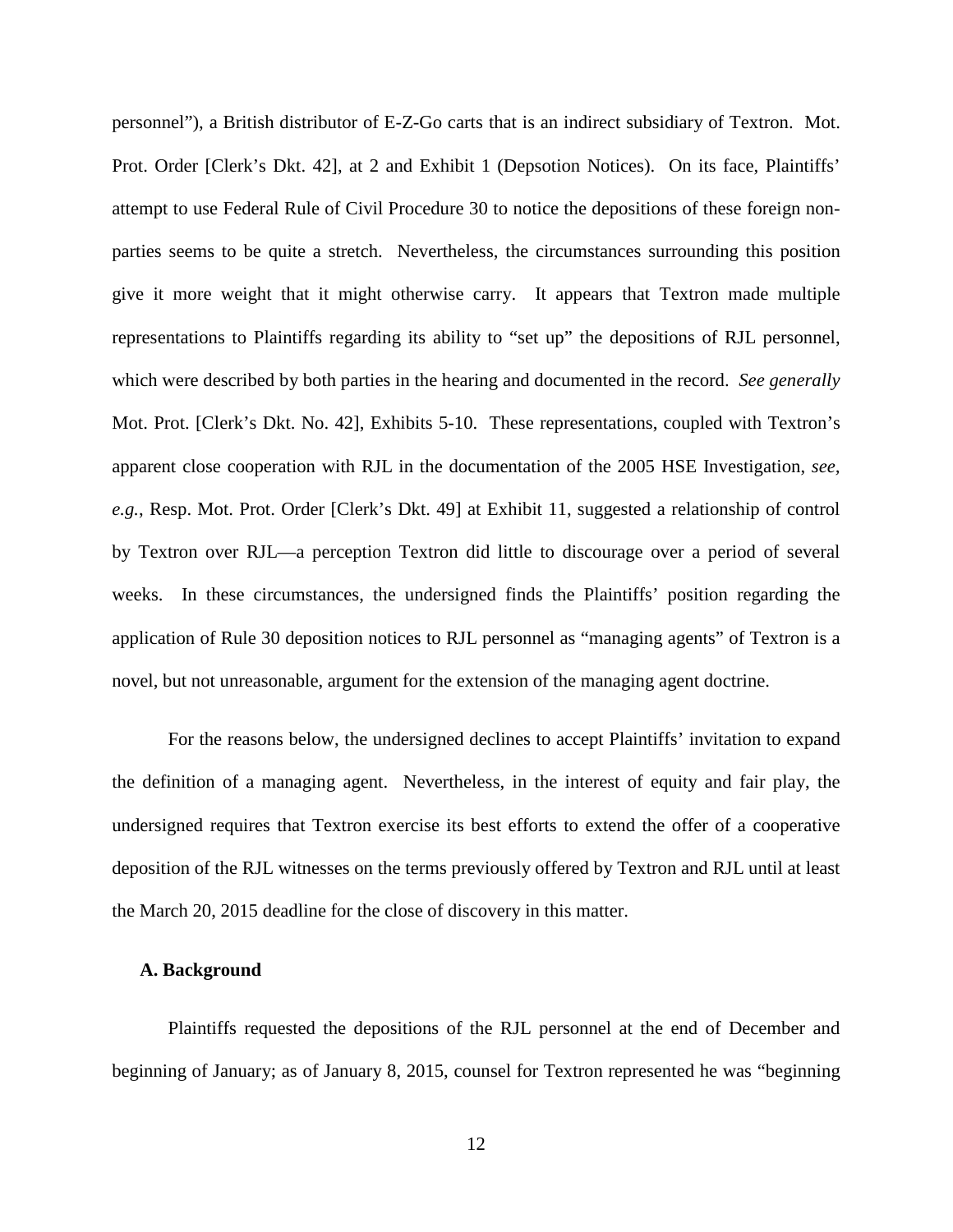personnel"), a British distributor of E-Z-Go carts that is an indirect subsidiary of Textron. Mot. Prot. Order [Clerk's Dkt. 42], at 2 and Exhibit 1 (Depsotion Notices). On its face, Plaintiffs' attempt to use Federal Rule of Civil Procedure 30 to notice the depositions of these foreign non-parties seems to be quite a stretch. Nevertheless, the circumstances surrounding this position give it more weight that it might otherwise carry. It appears that Textron made multiple representations to Plaintiffs regarding its ability to "set up" the depositions of RJL personnel, which were described by both parties in the hearing and documented in the record. *See generally* Mot. Prot. [Clerk's Dkt. No. 42], Exhibits 5-10. These representations, coupled with Textron's apparent close cooperation with RJL in the documentation of the 2005 HSE Investigation, *see, e.g.*, Resp. Mot. Prot. Order [Clerk's Dkt. 49] at Exhibit 11, suggested a relationship of control by Textron over RJL—a perception Textron did little to discourage over a period of several weeks. In these circumstances, the undersigned finds the Plaintiffs' position regarding the application of Rule 30 deposition notices to RJL personnel as "managing agents" of Textron is a novel, but not unreasonable, argument for the extension of the managing agent doctrine.

For the reasons below, the undersigned declines to accept Plaintiffs' invitation to expand the definition of a managing agent. Nevertheless, in the interest of equity and fair play, the undersigned requires that Textron exercise its best efforts to extend the offer of a cooperative deposition of the RJL witnesses on the terms previously offered by Textron and RJL until at least the March 20, 2015 deadline for the close of discovery in this matter.

**A. Background**

Plaintiffs requested the depositions of the RJL personnel at the end of December and beginning of January; as of January 8, 2015, counsel for Textron represented he was "beginning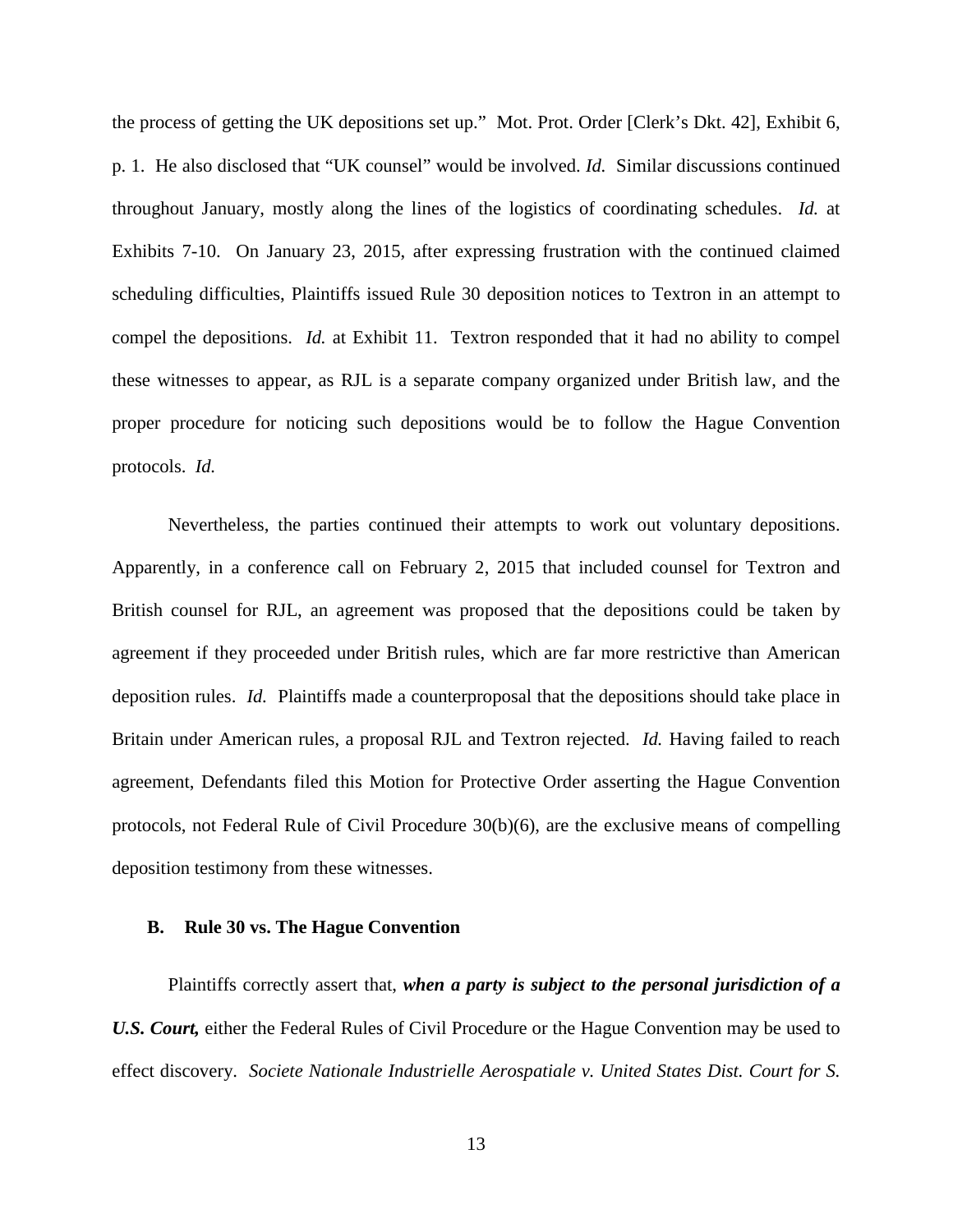the process of getting the UK depositions set up." Mot. Prot. Order [Clerk's Dkt. 42], Exhibit 6, p. 1. He also disclosed that "UK counsel" would be involved. *Id.* Similar discussions continued throughout January, mostly along the lines of the logistics of coordinating schedules. *Id.* at Exhibits 7-10. On January 23, 2015, after expressing frustration with the continued claimed scheduling difficulties, Plaintiffs issued Rule 30 deposition notices to Textron in an attempt to compel the depositions. *Id.* at Exhibit 11. Textron responded that it had no ability to compel these witnesses to appear, as RJL is a separate company organized under British law, and the proper procedure for noticing such depositions would be to follow the Hague Convention protocols. *Id.*

Nevertheless, the parties continued their attempts to work out voluntary depositions. Apparently, in a conference call on February 2, 2015 that included counsel for Textron and British counsel for RJL, an agreement was proposed that the depositions could be taken by agreement if they proceeded under British rules, which are far more restrictive than American deposition rules. *Id.* Plaintiffs made a counterproposal that the depositions should take place in Britain under American rules, a proposal RJL and Textron rejected. *Id.* Having failed to reach agreement, Defendants filed this Motion for Protective Order asserting the Hague Convention protocols, not Federal Rule of Civil Procedure 30(b)(6), are the exclusive means of compelling deposition testimony from these witnesses.

### B. Rule 30 vs. The Hague Convention

Plaintiffs correctly assert that, ***when a party is subject to the personal jurisdiction of a U.S. Court,*** either the Federal Rules of Civil Procedure or the Hague Convention may be used to effect discovery. *Societe Nationale Industrielle Aerospatiale v. United States Dist. Court for S.*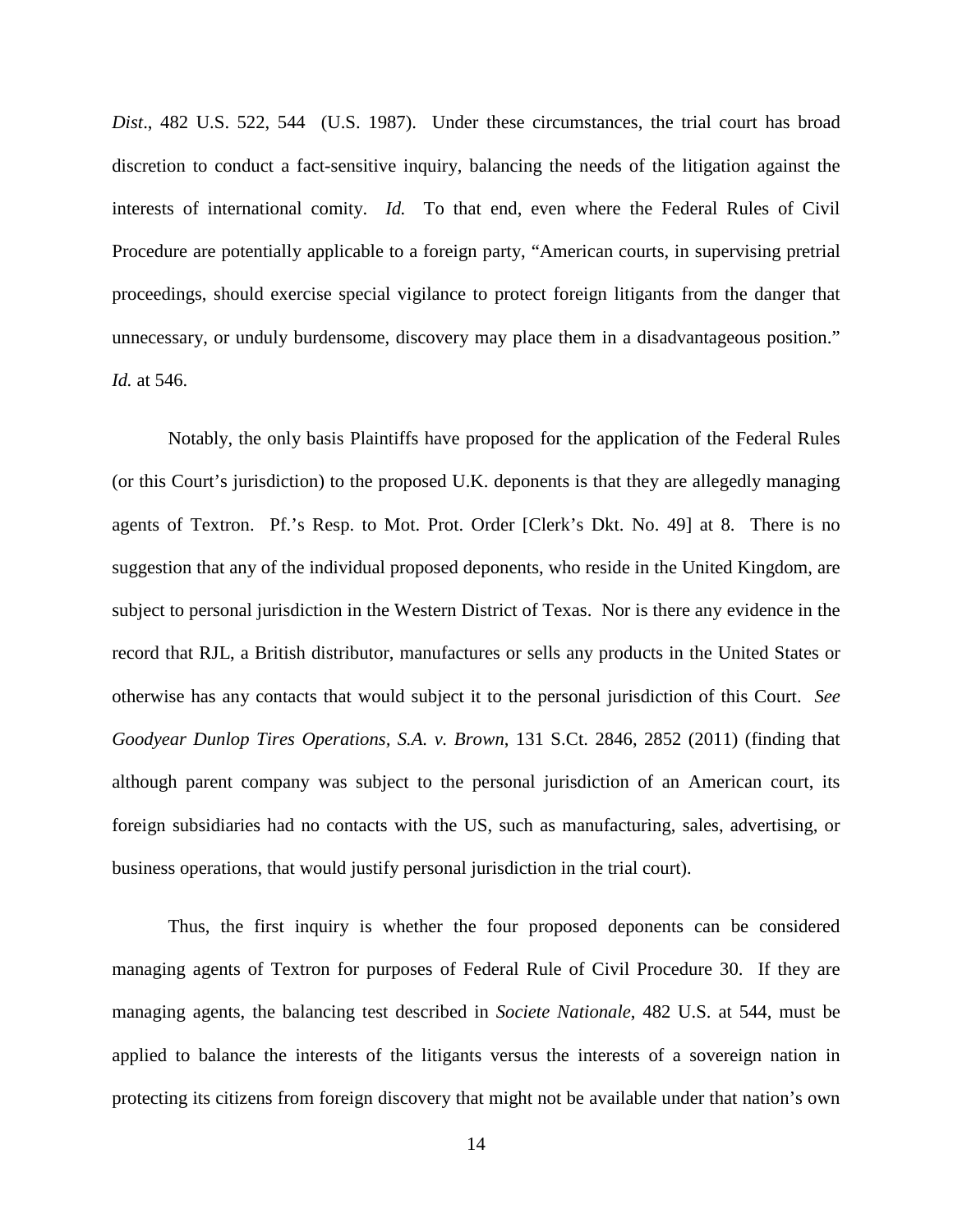*Dist*., 482 U.S. 522, 544 (U.S. 1987). Under these circumstances, the trial court has broad discretion to conduct a fact-sensitive inquiry, balancing the needs of the litigation against the interests of international comity. *Id.* To that end, even where the Federal Rules of Civil Procedure are potentially applicable to a foreign party, "American courts, in supervising pretrial proceedings, should exercise special vigilance to protect foreign litigants from the danger that unnecessary, or unduly burdensome, discovery may place them in a disadvantageous position." *Id.* at 546.

Notably, the only basis Plaintiffs have proposed for the application of the Federal Rules (or this Court's jurisdiction) to the proposed U.K. deponents is that they are allegedly managing agents of Textron. Pf.'s Resp. to Mot. Prot. Order [Clerk's Dkt. No. 49] at 8. There is no suggestion that any of the individual proposed deponents, who reside in the United Kingdom, are subject to personal jurisdiction in the Western District of Texas. Nor is there any evidence in the record that RJL, a British distributor, manufactures or sells any products in the United States or otherwise has any contacts that would subject it to the personal jurisdiction of this Court. *See Goodyear Dunlop Tires Operations, S.A. v. Brown*, 131 S.Ct. 2846, 2852 (2011) (finding that although parent company was subject to the personal jurisdiction of an American court, its foreign subsidiaries had no contacts with the US, such as manufacturing, sales, advertising, or business operations, that would justify personal jurisdiction in the trial court).

Thus, the first inquiry is whether the four proposed deponents can be considered managing agents of Textron for purposes of Federal Rule of Civil Procedure 30. If they are managing agents, the balancing test described in *Societe Nationale*, 482 U.S. at 544, must be applied to balance the interests of the litigants versus the interests of a sovereign nation in protecting its citizens from foreign discovery that might not be available under that nation's own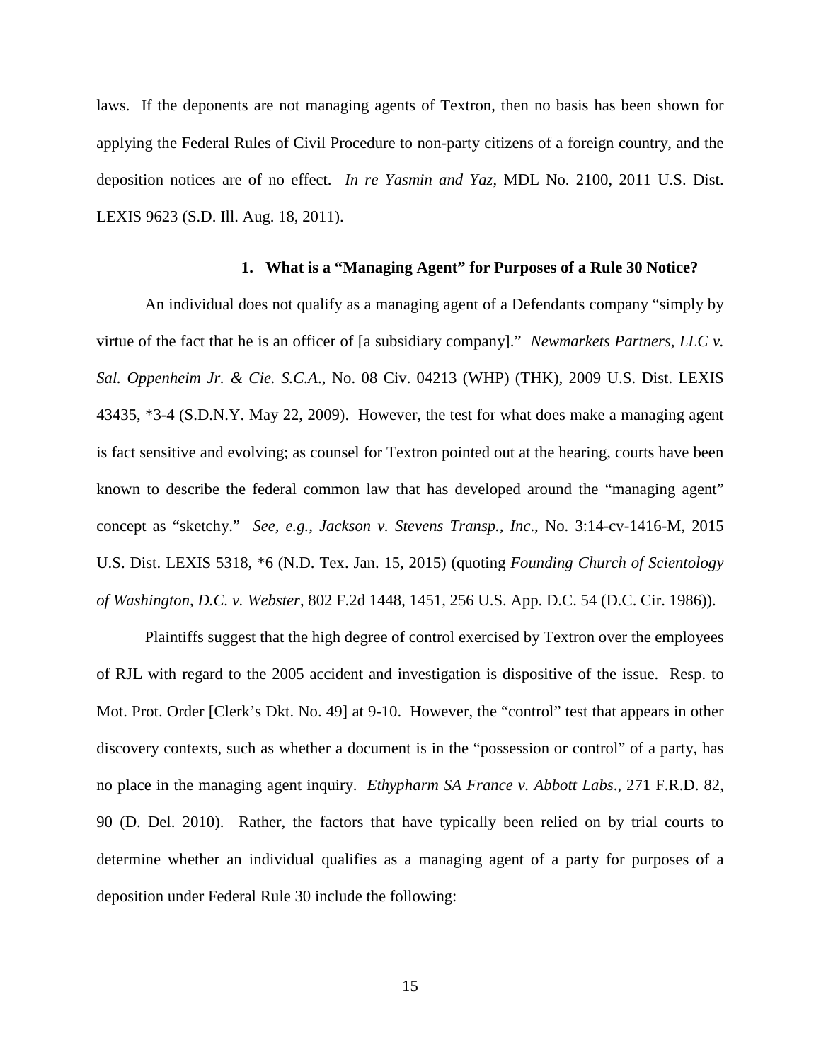laws. If the deponents are not managing agents of Textron, then no basis has been shown for applying the Federal Rules of Civil Procedure to non-party citizens of a foreign country, and the deposition notices are of no effect. *In re Yasmin and Yaz*, MDL No. 2100, 2011 U.S. Dist. LEXIS 9623 (S.D. Ill. Aug. 18, 2011).

### 1. What is a "Managing Agent" for Purposes of a Rule 30 Notice?

An individual does not qualify as a managing agent of a Defendants company "simply by virtue of the fact that he is an officer of [a subsidiary company]." *Newmarkets Partners, LLC v. Sal. Oppenheim Jr. & Cie. S.C.A.*, No. 08 Civ. 04213 (WHP) (THK), 2009 U.S. Dist. LEXIS 43435, *3-4 (S.D.N.Y. May 22, 2009). However, the test for what does make a managing agent is fact sensitive and evolving; as counsel for Textron pointed out at the hearing, courts have been known to describe the federal common law that has developed around the "managing agent" concept as "sketchy." *See, e.g.*, *Jackson v. Stevens Transp., Inc*., No. 3:14-cv-1416-M, 2015 U.S. Dist. LEXIS 5318, *6 (N.D. Tex. Jan. 15, 2015) (quoting *Founding Church of Scientology of Washington, D.C. v. Webster*, 802 F.2d 1448, 1451, 256 U.S. App. D.C. 54 (D.C. Cir. 1986)).

Plaintiffs suggest that the high degree of control exercised by Textron over the employees of RJL with regard to the 2005 accident and investigation is dispositive of the issue. Resp. to Mot. Prot. Order [Clerk's Dkt. No. 49] at 9-10. However, the "control" test that appears in other discovery contexts, such as whether a document is in the "possession or control" of a party, has no place in the managing agent inquiry. *Ethypharm SA France v. Abbott Labs*., 271 F.R.D. 82, 90 (D. Del. 2010). Rather, the factors that have typically been relied on by trial courts to determine whether an individual qualifies as a managing agent of a party for purposes of a deposition under Federal Rule 30 include the following: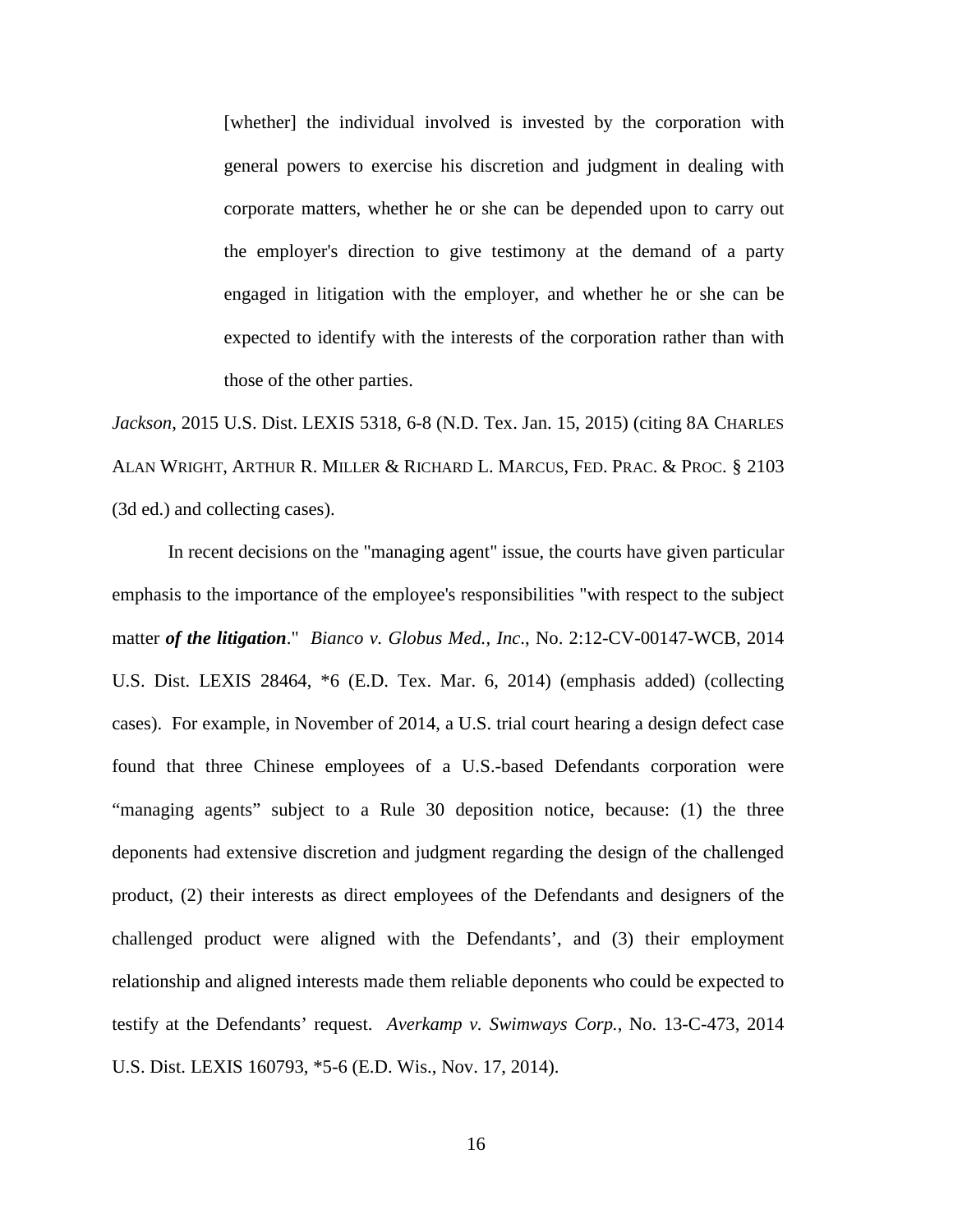> [whether] the individual involved is invested by the corporation with general powers to exercise his discretion and judgment in dealing with corporate matters, whether he or she can be depended upon to carry out the employer's direction to give testimony at the demand of a party engaged in litigation with the employer, and whether he or she can be expected to identify with the interests of the corporation rather than with those of the other parties.

*Jackson*, 2015 U.S. Dist. LEXIS 5318, 6-8 (N.D. Tex. Jan. 15, 2015) (citing 8A CHARLES ALAN WRIGHT, ARTHUR R. MILLER & RICHARD L. MARCUS, FED. PRAC. & PROC. § 2103 (3d ed.) and collecting cases).

In recent decisions on the "managing agent" issue, the courts have given particular emphasis to the importance of the employee's responsibilities "with respect to the subject matter ***of the litigation***." *Bianco v. Globus Med., Inc.*, No. 2:12-CV-00147-WCB, 2014 U.S. Dist. LEXIS 28464, *6 (E.D. Tex. Mar. 6, 2014) (emphasis added) (collecting cases). For example, in November of 2014, a U.S. trial court hearing a design defect case found that three Chinese employees of a U.S.-based Defendants corporation were "managing agents" subject to a Rule 30 deposition notice, because: (1) the three deponents had extensive discretion and judgment regarding the design of the challenged product, (2) their interests as direct employees of the Defendants and designers of the challenged product were aligned with the Defendants', and (3) their employment relationship and aligned interests made them reliable deponents who could be expected to testify at the Defendants' request. *Averkamp v. Swimways Corp.*, No. 13-C-473, 2014 U.S. Dist. LEXIS 160793, *5-6 (E.D. Wis., Nov. 17, 2014).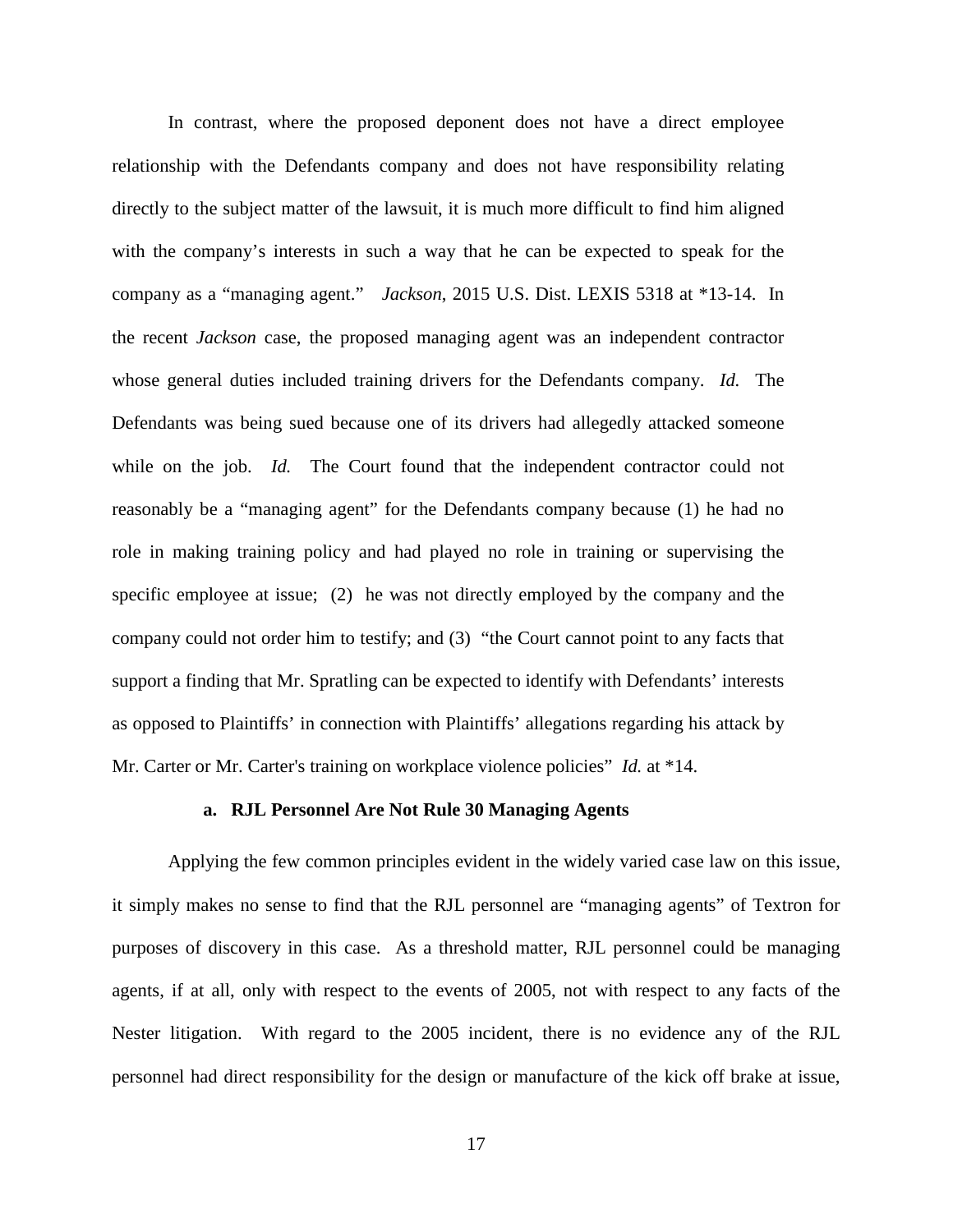In contrast, where the proposed deponent does not have a direct employee relationship with the Defendants company and does not have responsibility relating directly to the subject matter of the lawsuit, it is much more difficult to find him aligned with the company's interests in such a way that he can be expected to speak for the company as a "managing agent." *Jackson*, 2015 U.S. Dist. LEXIS 5318 at *13-14. In the recent *Jackson* case, the proposed managing agent was an independent contractor whose general duties included training drivers for the Defendants company. *Id.* The Defendants was being sued because one of its drivers had allegedly attacked someone while on the job. *Id.* The Court found that the independent contractor could not reasonably be a "managing agent" for the Defendants company because (1) he had no role in making training policy and had played no role in training or supervising the specific employee at issue; (2) he was not directly employed by the company and the company could not order him to testify; and (3) "the Court cannot point to any facts that support a finding that Mr. Spratling can be expected to identify with Defendants' interests as opposed to Plaintiffs' in connection with Plaintiffs' allegations regarding his attack by Mr. Carter or Mr. Carter's training on workplace violence policies" *Id.* at *14.

#### a. RJL Personnel Are Not Rule 30 Managing Agents

Applying the few common principles evident in the widely varied case law on this issue, it simply makes no sense to find that the RJL personnel are "managing agents" of Textron for purposes of discovery in this case. As a threshold matter, RJL personnel could be managing agents, if at all, only with respect to the events of 2005, not with respect to any facts of the Nester litigation. With regard to the 2005 incident, there is no evidence any of the RJL personnel had direct responsibility for the design or manufacture of the kick off brake at issue,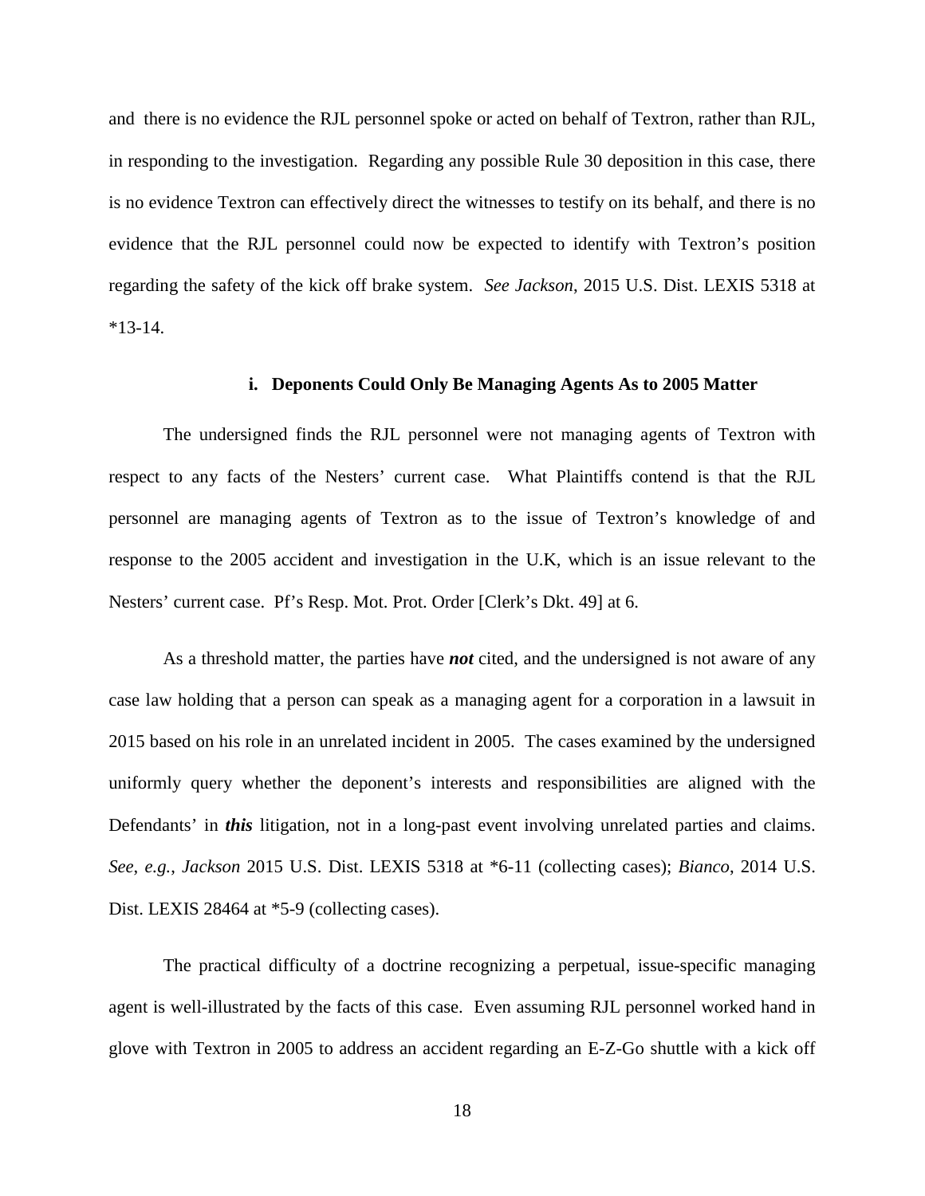and there is no evidence the RJL personnel spoke or acted on behalf of Textron, rather than RJL, in responding to the investigation. Regarding any possible Rule 30 deposition in this case, there is no evidence Textron can effectively direct the witnesses to testify on its behalf, and there is no evidence that the RJL personnel could now be expected to identify with Textron's position regarding the safety of the kick off brake system. *See Jackson*, 2015 U.S. Dist. LEXIS 5318 at *13-14.

#### i. Deponents Could Only Be Managing Agents As to 2005 Matter

The undersigned finds the RJL personnel were not managing agents of Textron with respect to any facts of the Nesters' current case. What Plaintiffs contend is that the RJL personnel are managing agents of Textron as to the issue of Textron's knowledge of and response to the 2005 accident and investigation in the U.K, which is an issue relevant to the Nesters' current case. Pf's Resp. Mot. Prot. Order [Clerk's Dkt. 49] at 6.

As a threshold matter, the parties have ***not*** cited, and the undersigned is not aware of any case law holding that a person can speak as a managing agent for a corporation in a lawsuit in 2015 based on his role in an unrelated incident in 2005. The cases examined by the undersigned uniformly query whether the deponent's interests and responsibilities are aligned with the Defendants' in ***this*** litigation, not in a long-past event involving unrelated parties and claims. *See*, *e.g.*, *Jackson* 2015 U.S. Dist. LEXIS 5318 at *6-11 (collecting cases); *Bianco*, 2014 U.S. Dist. LEXIS 28464 at *5-9 (collecting cases).

The practical difficulty of a doctrine recognizing a perpetual, issue-specific managing agent is well-illustrated by the facts of this case. Even assuming RJL personnel worked hand in glove with Textron in 2005 to address an accident regarding an E-Z-Go shuttle with a kick off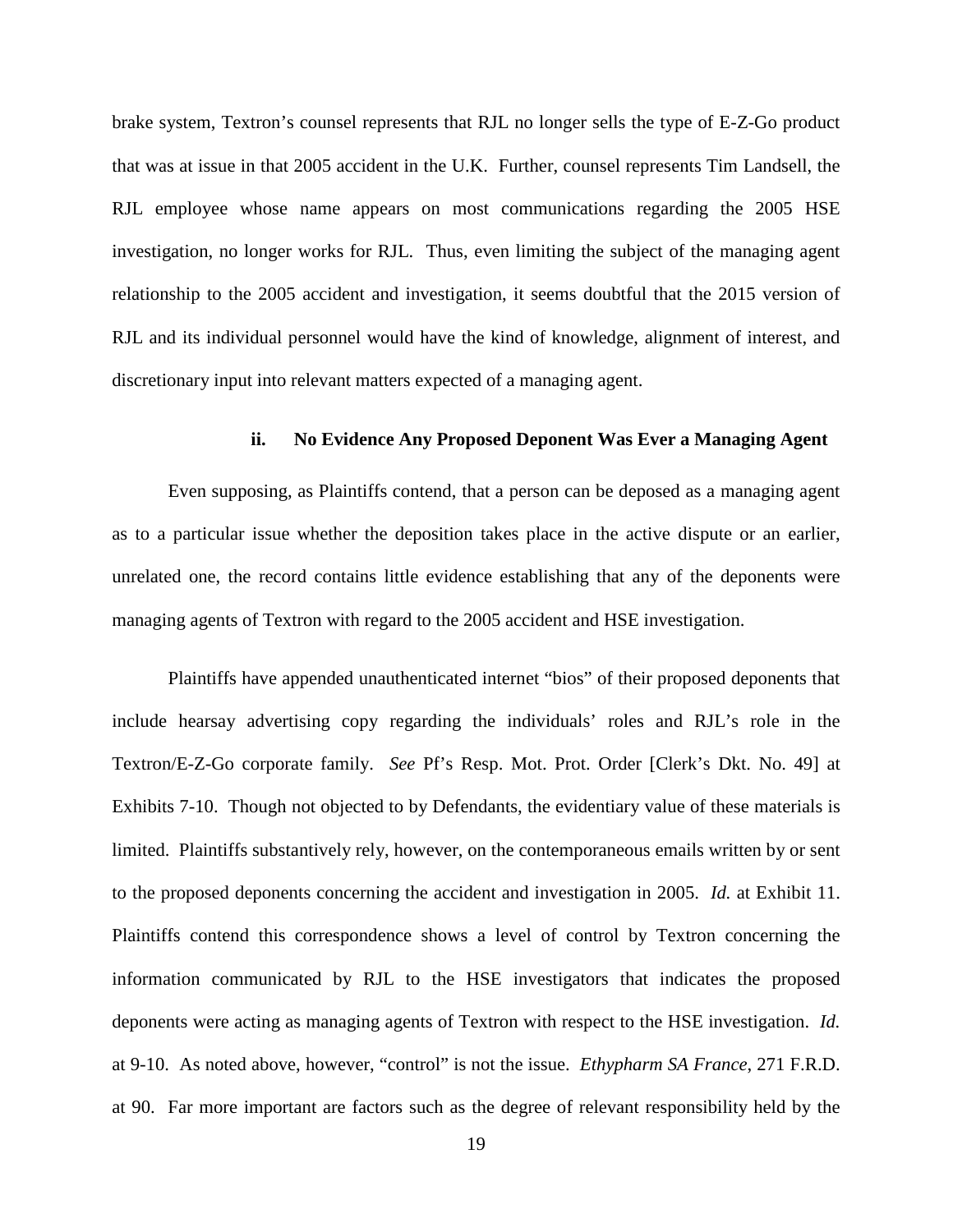brake system, Textron's counsel represents that RJL no longer sells the type of E-Z-Go product that was at issue in that 2005 accident in the U.K. Further, counsel represents Tim Landsell, the RJL employee whose name appears on most communications regarding the 2005 HSE investigation, no longer works for RJL. Thus, even limiting the subject of the managing agent relationship to the 2005 accident and investigation, it seems doubtful that the 2015 version of RJL and its individual personnel would have the kind of knowledge, alignment of interest, and discretionary input into relevant matters expected of a managing agent.

#### ii. No Evidence Any Proposed Deponent Was Ever a Managing Agent

Even supposing, as Plaintiffs contend, that a person can be deposed as a managing agent as to a particular issue whether the deposition takes place in the active dispute or an earlier, unrelated one, the record contains little evidence establishing that any of the deponents were managing agents of Textron with regard to the 2005 accident and HSE investigation.

Plaintiffs have appended unauthenticated internet "bios" of their proposed deponents that include hearsay advertising copy regarding the individuals' roles and RJL's role in the Textron/E-Z-Go corporate family. *See* Pf's Resp. Mot. Prot. Order [Clerk's Dkt. No. 49] at Exhibits 7-10. Though not objected to by Defendants, the evidentiary value of these materials is limited. Plaintiffs substantively rely, however, on the contemporaneous emails written by or sent to the proposed deponents concerning the accident and investigation in 2005. *Id.* at Exhibit 11. Plaintiffs contend this correspondence shows a level of control by Textron concerning the information communicated by RJL to the HSE investigators that indicates the proposed deponents were acting as managing agents of Textron with respect to the HSE investigation. *Id.* at 9-10. As noted above, however, "control" is not the issue. *Ethypharm SA France*, 271 F.R.D. at 90. Far more important are factors such as the degree of relevant responsibility held by the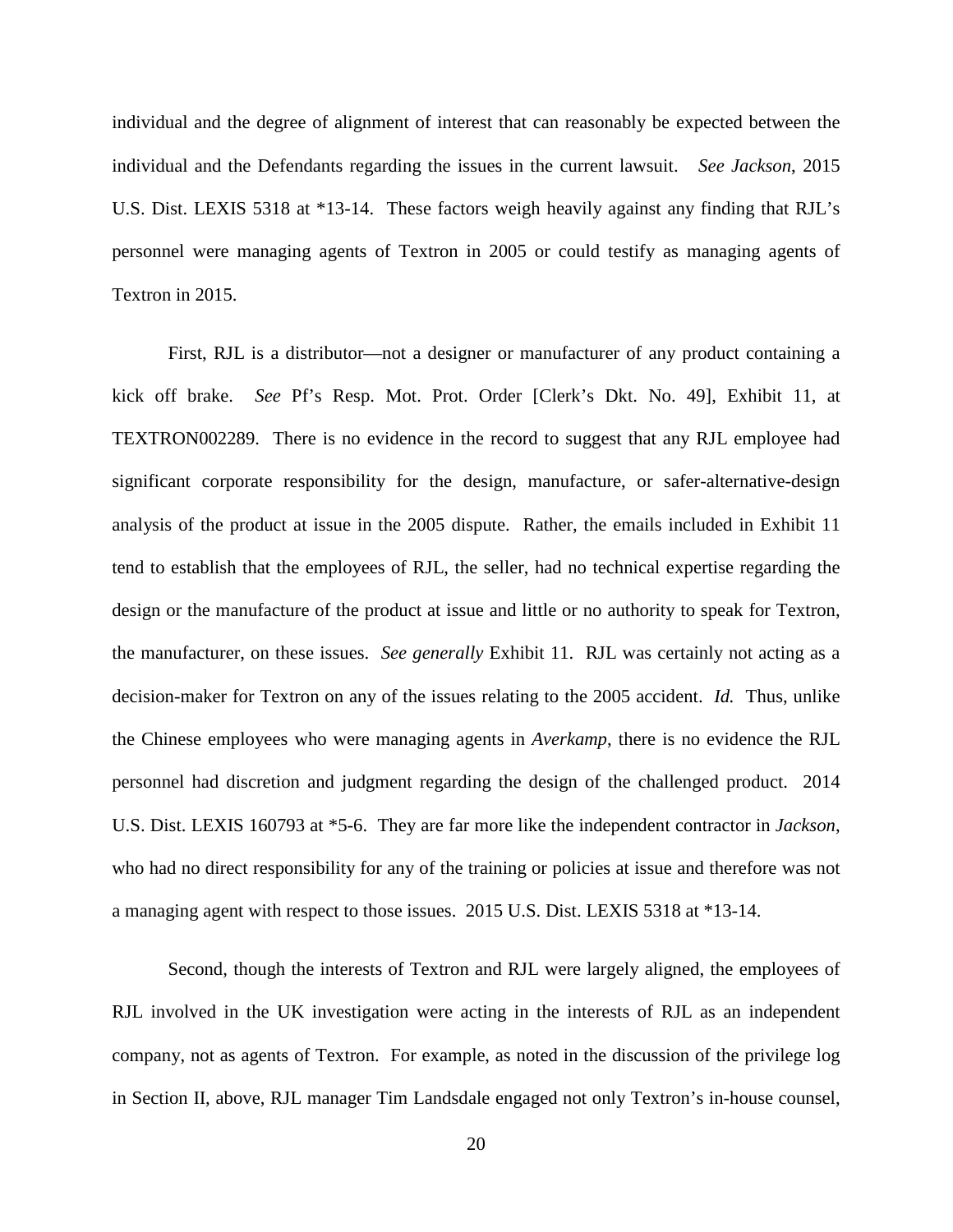individual and the degree of alignment of interest that can reasonably be expected between the individual and the Defendants regarding the issues in the current lawsuit. *See Jackson*, 2015 U.S. Dist. LEXIS 5318 at *13-14. These factors weigh heavily against any finding that RJL's personnel were managing agents of Textron in 2005 or could testify as managing agents of Textron in 2015.

First, RJL is a distributor—not a designer or manufacturer of any product containing a kick off brake. *See* Pf's Resp. Mot. Prot. Order [Clerk's Dkt. No. 49], Exhibit 11, at TEXTRON002289. There is no evidence in the record to suggest that any RJL employee had significant corporate responsibility for the design, manufacture, or safer-alternative-design analysis of the product at issue in the 2005 dispute. Rather, the emails included in Exhibit 11 tend to establish that the employees of RJL, the seller, had no technical expertise regarding the design or the manufacture of the product at issue and little or no authority to speak for Textron, the manufacturer, on these issues. *See generally* Exhibit 11. RJL was certainly not acting as a decision-maker for Textron on any of the issues relating to the 2005 accident. *Id.* Thus, unlike the Chinese employees who were managing agents in *Averkamp*, there is no evidence the RJL personnel had discretion and judgment regarding the design of the challenged product. 2014 U.S. Dist. LEXIS 160793 at *5-6. They are far more like the independent contractor in *Jackson*, who had no direct responsibility for any of the training or policies at issue and therefore was not a managing agent with respect to those issues. 2015 U.S. Dist. LEXIS 5318 at *13-14.

Second, though the interests of Textron and RJL were largely aligned, the employees of RJL involved in the UK investigation were acting in the interests of RJL as an independent company, not as agents of Textron. For example, as noted in the discussion of the privilege log in Section II, above, RJL manager Tim Landsdale engaged not only Textron's in-house counsel,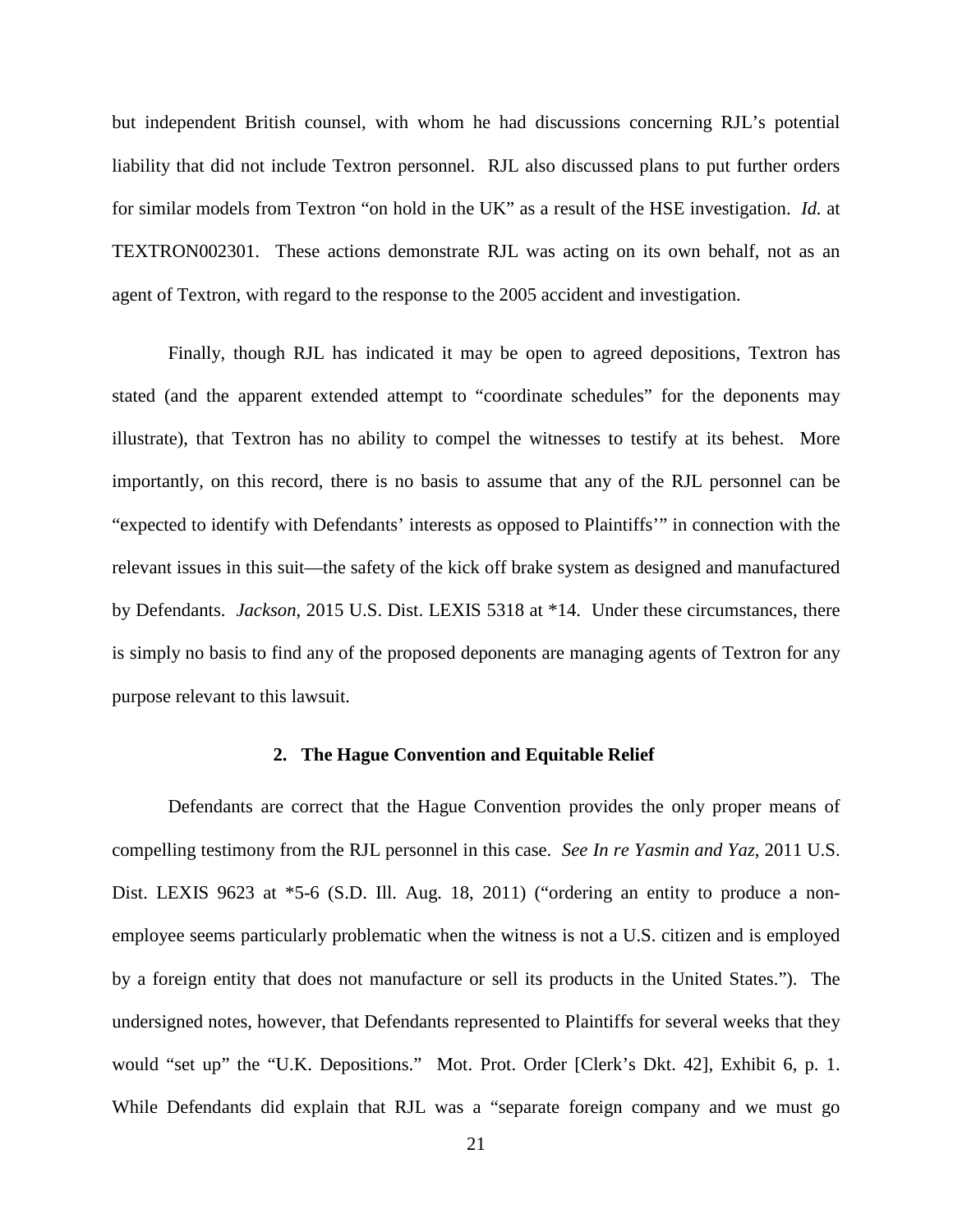but independent British counsel, with whom he had discussions concerning RJL's potential liability that did not include Textron personnel. RJL also discussed plans to put further orders for similar models from Textron "on hold in the UK" as a result of the HSE investigation. *Id.* at TEXTRON002301. These actions demonstrate RJL was acting on its own behalf, not as an agent of Textron, with regard to the response to the 2005 accident and investigation.

Finally, though RJL has indicated it may be open to agreed depositions, Textron has stated (and the apparent extended attempt to "coordinate schedules" for the deponents may illustrate), that Textron has no ability to compel the witnesses to testify at its behest. More importantly, on this record, there is no basis to assume that any of the RJL personnel can be "expected to identify with Defendants' interests as opposed to Plaintiffs'" in connection with the relevant issues in this suit—the safety of the kick off brake system as designed and manufactured by Defendants. *Jackson*, 2015 U.S. Dist. LEXIS 5318 at *14. Under these circumstances, there is simply no basis to find any of the proposed deponents are managing agents of Textron for any purpose relevant to this lawsuit.

### 2. The Hague Convention and Equitable Relief

Defendants are correct that the Hague Convention provides the only proper means of compelling testimony from the RJL personnel in this case. *See In re Yasmin and Yaz*, 2011 U.S. Dist. LEXIS 9623 at *5-6 (S.D. Ill. Aug. 18, 2011) ("ordering an entity to produce a non-employee seems particularly problematic when the witness is not a U.S. citizen and is employed by a foreign entity that does not manufacture or sell its products in the United States."). The undersigned notes, however, that Defendants represented to Plaintiffs for several weeks that they would "set up" the "U.K. Depositions." Mot. Prot. Order [Clerk's Dkt. 42], Exhibit 6, p. 1. While Defendants did explain that RJL was a "separate foreign company and we must go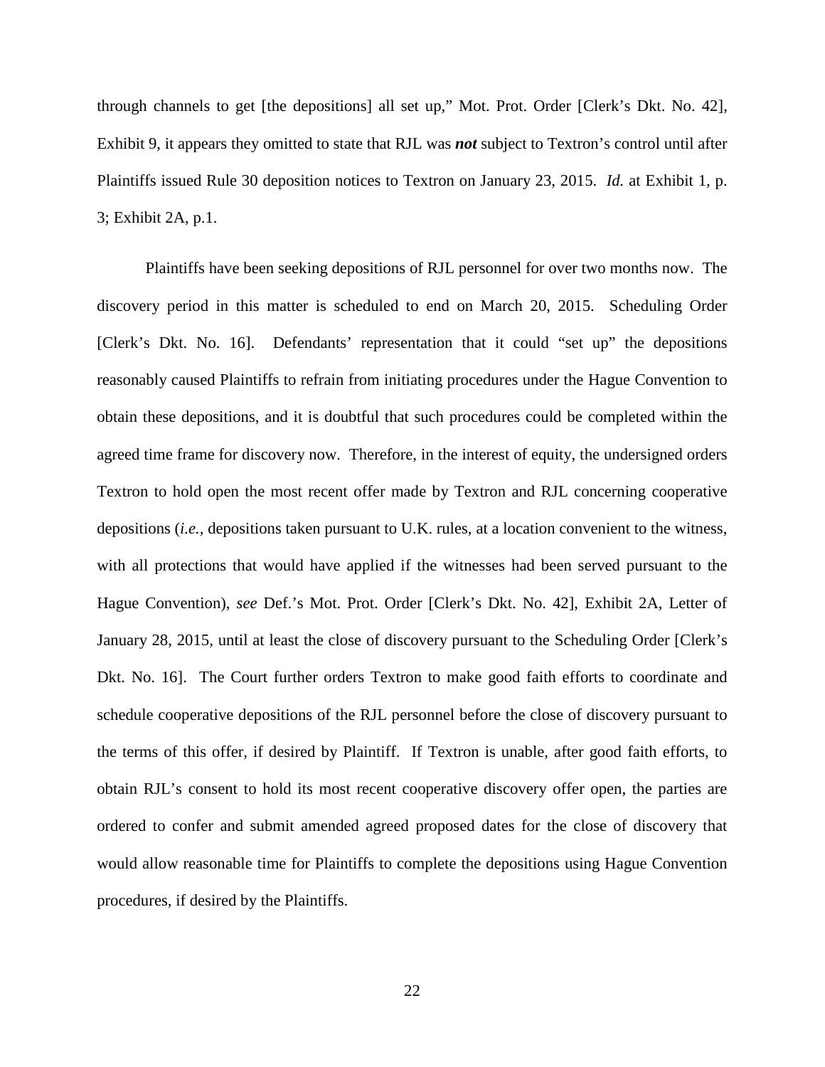through channels to get [the depositions] all set up," Mot. Prot. Order [Clerk's Dkt. No. 42], Exhibit 9, it appears they omitted to state that RJL was ***not*** subject to Textron's control until after Plaintiffs issued Rule 30 deposition notices to Textron on January 23, 2015. *Id.* at Exhibit 1, p. 3; Exhibit 2A, p.1.

Plaintiffs have been seeking depositions of RJL personnel for over two months now. The discovery period in this matter is scheduled to end on March 20, 2015. Scheduling Order [Clerk's Dkt. No. 16]. Defendants' representation that it could "set up" the depositions reasonably caused Plaintiffs to refrain from initiating procedures under the Hague Convention to obtain these depositions, and it is doubtful that such procedures could be completed within the agreed time frame for discovery now. Therefore, in the interest of equity, the undersigned orders Textron to hold open the most recent offer made by Textron and RJL concerning cooperative depositions (*i.e.*, depositions taken pursuant to U.K. rules, at a location convenient to the witness, with all protections that would have applied if the witnesses had been served pursuant to the Hague Convention), *see* Def.'s Mot. Prot. Order [Clerk's Dkt. No. 42], Exhibit 2A, Letter of January 28, 2015, until at least the close of discovery pursuant to the Scheduling Order [Clerk's Dkt. No. 16]. The Court further orders Textron to make good faith efforts to coordinate and schedule cooperative depositions of the RJL personnel before the close of discovery pursuant to the terms of this offer, if desired by Plaintiff. If Textron is unable, after good faith efforts, to obtain RJL's consent to hold its most recent cooperative discovery offer open, the parties are ordered to confer and submit amended agreed proposed dates for the close of discovery that would allow reasonable time for Plaintiffs to complete the depositions using Hague Convention procedures, if desired by the Plaintiffs.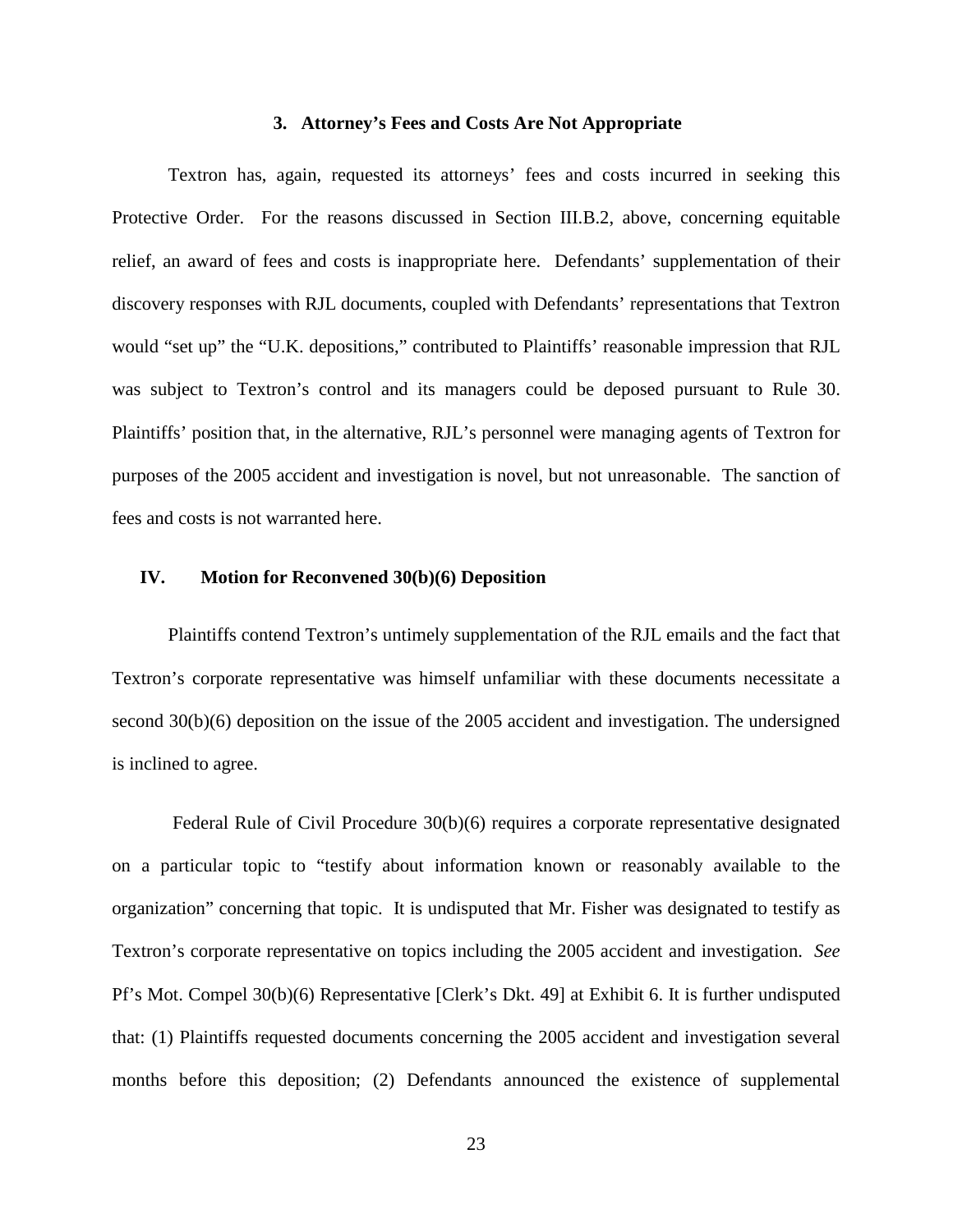### 3. Attorney's Fees and Costs Are Not Appropriate

Textron has, again, requested its attorneys' fees and costs incurred in seeking this Protective Order. For the reasons discussed in Section III.B.2, above, concerning equitable relief, an award of fees and costs is inappropriate here. Defendants' supplementation of their discovery responses with RJL documents, coupled with Defendants' representations that Textron would "set up" the "U.K. depositions," contributed to Plaintiffs' reasonable impression that RJL was subject to Textron's control and its managers could be deposed pursuant to Rule 30. Plaintiffs' position that, in the alternative, RJL's personnel were managing agents of Textron for purposes of the 2005 accident and investigation is novel, but not unreasonable. The sanction of fees and costs is not warranted here.

## IV. Motion for Reconvened 30(b)(6) Deposition

Plaintiffs contend Textron's untimely supplementation of the RJL emails and the fact that Textron's corporate representative was himself unfamiliar with these documents necessitate a second 30(b)(6) deposition on the issue of the 2005 accident and investigation. The undersigned is inclined to agree.

Federal Rule of Civil Procedure 30(b)(6) requires a corporate representative designated on a particular topic to "testify about information known or reasonably available to the organization" concerning that topic. It is undisputed that Mr. Fisher was designated to testify as Textron's corporate representative on topics including the 2005 accident and investigation. *See* Pf's Mot. Compel 30(b)(6) Representative [Clerk's Dkt. 49] at Exhibit 6. It is further undisputed that: (1) Plaintiffs requested documents concerning the 2005 accident and investigation several months before this deposition; (2) Defendants announced the existence of supplemental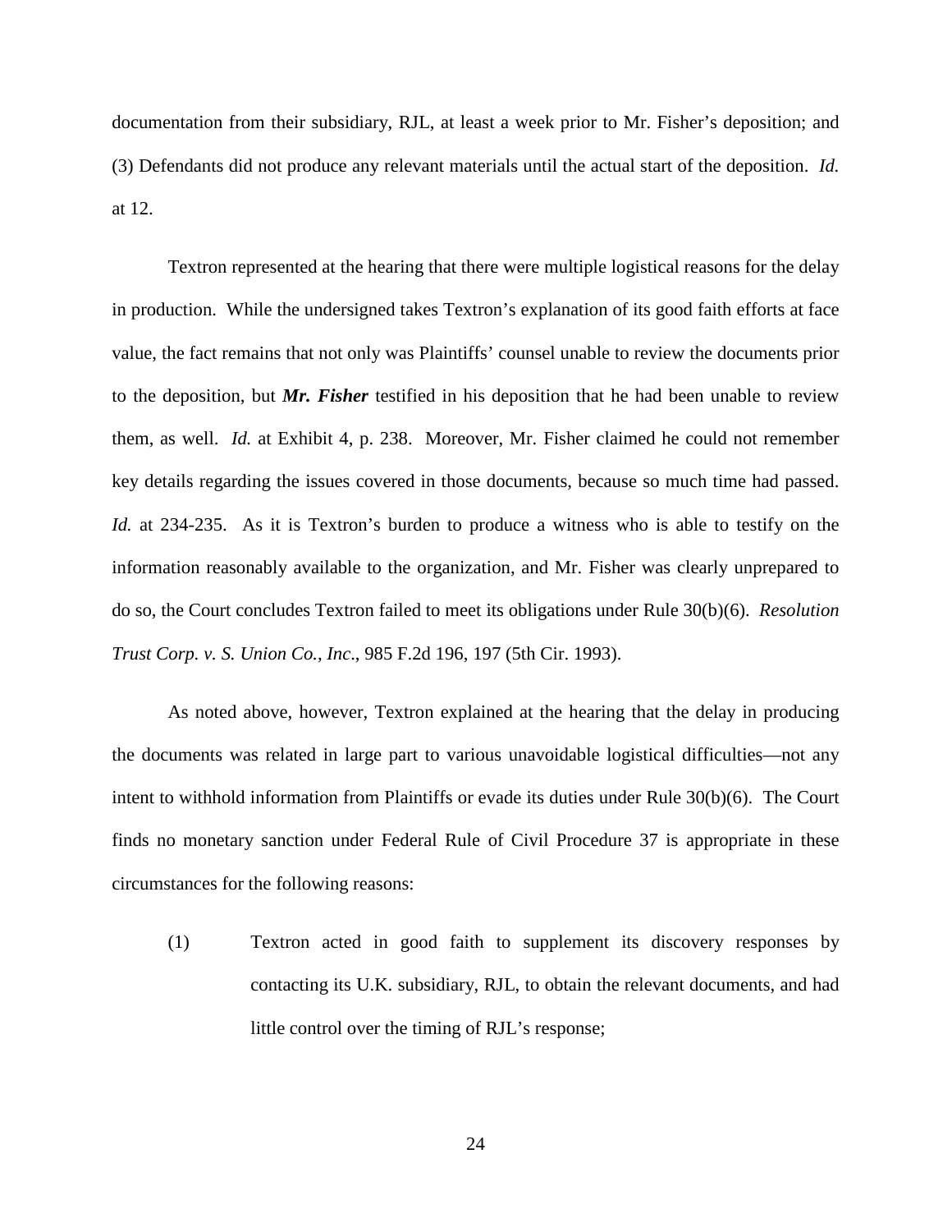documentation from their subsidiary, RJL, at least a week prior to Mr. Fisher's deposition; and (3) Defendants did not produce any relevant materials until the actual start of the deposition. *Id.* at 12.

Textron represented at the hearing that there were multiple logistical reasons for the delay in production. While the undersigned takes Textron's explanation of its good faith efforts at face value, the fact remains that not only was Plaintiffs' counsel unable to review the documents prior to the deposition, but ***Mr. Fisher*** testified in his deposition that he had been unable to review them, as well. *Id.* at Exhibit 4, p. 238. Moreover, Mr. Fisher claimed he could not remember key details regarding the issues covered in those documents, because so much time had passed. *Id.* at 234-235. As it is Textron's burden to produce a witness who is able to testify on the information reasonably available to the organization, and Mr. Fisher was clearly unprepared to do so, the Court concludes Textron failed to meet its obligations under Rule 30(b)(6). *Resolution Trust Corp. v. S. Union Co., Inc*., 985 F.2d 196, 197 (5th Cir. 1993).

As noted above, however, Textron explained at the hearing that the delay in producing the documents was related in large part to various unavoidable logistical difficulties—not any intent to withhold information from Plaintiffs or evade its duties under Rule 30(b)(6). The Court finds no monetary sanction under Federal Rule of Civil Procedure 37 is appropriate in these circumstances for the following reasons:

(1) Textron acted in good faith to supplement its discovery responses by contacting its U.K. subsidiary, RJL, to obtain the relevant documents, and had little control over the timing of RJL's response;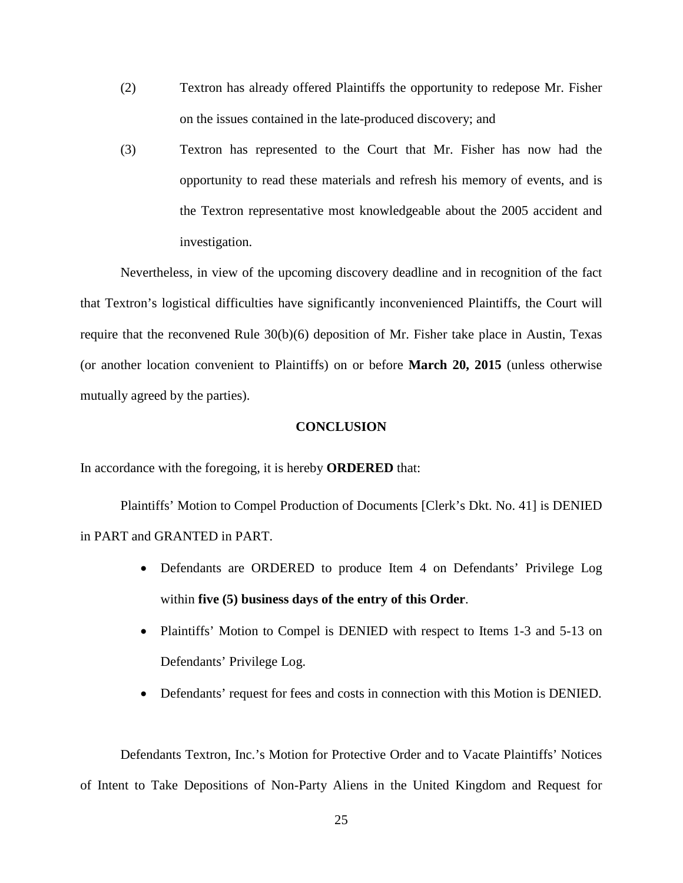(2) Textron has already offered Plaintiffs the opportunity to redepose Mr. Fisher on the issues contained in the late-produced discovery; and

(3) Textron has represented to the Court that Mr. Fisher has now had the opportunity to read these materials and refresh his memory of events, and is the Textron representative most knowledgeable about the 2005 accident and investigation.

Nevertheless, in view of the upcoming discovery deadline and in recognition of the fact that Textron's logistical difficulties have significantly inconvenienced Plaintiffs, the Court will require that the reconvened Rule 30(b)(6) deposition of Mr. Fisher take place in Austin, Texas (or another location convenient to Plaintiffs) on or before **March 20, 2015** (unless otherwise mutually agreed by the parties).

## CONCLUSION

In accordance with the foregoing, it is hereby **ORDERED** that:

Plaintiffs' Motion to Compel Production of Documents [Clerk's Dkt. No. 41] is DENIED in PART and GRANTED in PART.

- Defendants are ORDERED to produce Item 4 on Defendants' Privilege Log within **five (5) business days of the entry of this Order**.
- Plaintiffs' Motion to Compel is DENIED with respect to Items 1-3 and 5-13 on Defendants' Privilege Log.
- Defendants' request for fees and costs in connection with this Motion is DENIED.

Defendants Textron, Inc.'s Motion for Protective Order and to Vacate Plaintiffs' Notices of Intent to Take Depositions of Non-Party Aliens in the United Kingdom and Request for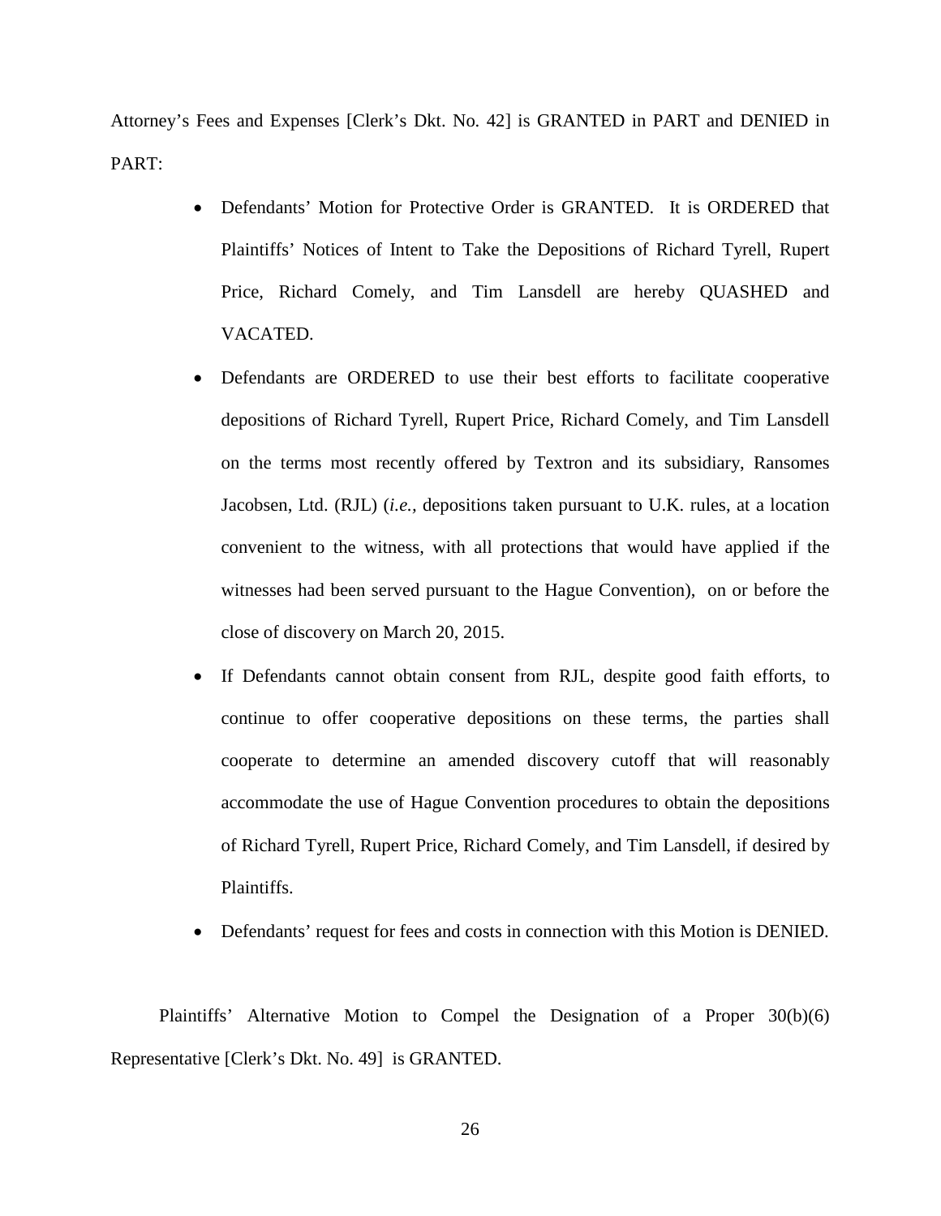Attorney's Fees and Expenses [Clerk's Dkt. No. 42] is GRANTED in PART and DENIED in PART:

- Defendants' Motion for Protective Order is GRANTED. It is ORDERED that Plaintiffs' Notices of Intent to Take the Depositions of Richard Tyrell, Rupert Price, Richard Comely, and Tim Lansdell are hereby QUASHED and VACATED.
- Defendants are ORDERED to use their best efforts to facilitate cooperative depositions of Richard Tyrell, Rupert Price, Richard Comely, and Tim Lansdell on the terms most recently offered by Textron and its subsidiary, Ransomes Jacobsen, Ltd. (RJL) (*i.e.*, depositions taken pursuant to U.K. rules, at a location convenient to the witness, with all protections that would have applied if the witnesses had been served pursuant to the Hague Convention), on or before the close of discovery on March 20, 2015.
- If Defendants cannot obtain consent from RJL, despite good faith efforts, to continue to offer cooperative depositions on these terms, the parties shall cooperate to determine an amended discovery cutoff that will reasonably accommodate the use of Hague Convention procedures to obtain the depositions of Richard Tyrell, Rupert Price, Richard Comely, and Tim Lansdell, if desired by Plaintiffs.
- Defendants' request for fees and costs in connection with this Motion is DENIED.

Plaintiffs' Alternative Motion to Compel the Designation of a Proper 30(b)(6) Representative [Clerk's Dkt. No. 49] is GRANTED.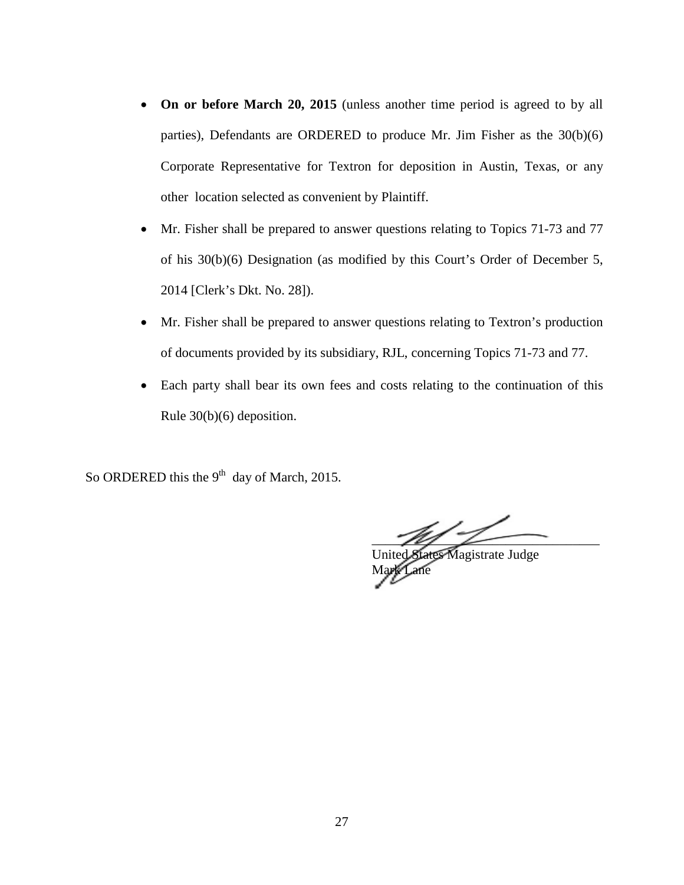- **On or before March 20, 2015** (unless another time period is agreed to by all parties), Defendants are ORDERED to produce Mr. Jim Fisher as the 30(b)(6) Corporate Representative for Textron for deposition in Austin, Texas, or any other location selected as convenient by Plaintiff.
- Mr. Fisher shall be prepared to answer questions relating to Topics 71-73 and 77 of his 30(b)(6) Designation (as modified by this Court's Order of December 5, 2014 [Clerk's Dkt. No. 28]).
- Mr. Fisher shall be prepared to answer questions relating to Textron's production of documents provided by its subsidiary, RJL, concerning Topics 71-73 and 77.
- Each party shall bear its own fees and costs relating to the continuation of this Rule 30(b)(6) deposition.

So ORDERED this the 9th day of March, 2015.

United States Magistrate Judge
Mark Lane